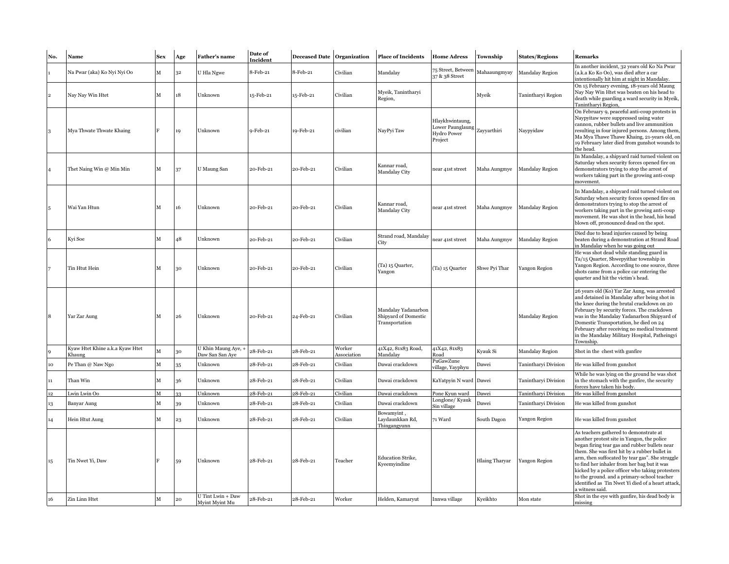| No. | Name | Sex | Age | Father's name | Date of Incident | Deceased Date | Organization | Place of Incidents | Home Adress | Township | States/Regions | Remarks |
|---|---|---|---|---|---|---|---|---|---|---|---|---|
| 1 | Na Pwar (aka) Ko Nyi Nyi Oo | M | 32 | U Hla Ngwe | 8-Feb-21 | 8-Feb-21 | Civilian | Mandalay | 75 Street, Between 37 & 38 Street | Mahaaungmyay | Mandalay Region | In another incident, 32 years old Ko Na Pwar (a.k.a Ko Ko Oo), was died after a car intentionally hit him at night in Mandalay. |
| 2 | Nay Nay Win Htet | M | 18 | Unknown | 15-Feb-21 | 15-Feb-21 | Civilian | Myeik, Tanintharyi Region, | | Myeik | Tanintharyi Region | On 15 February evening, 18-years old Maung Nay Nay Win Htet was beaten on his head to death while guarding a ward security in Myeik, Tanintharyi Region, |
| 3 | Mya Thwate Thwate Khaing | F | 19 | Unknown | 9-Feb-21 | 19-Feb-21 | civilian | NayPyi Taw | Hlaykhwintaung, Lower Paunglaung Hydro Power Project | Zayyarthiri | Naypyidaw | On February 9, peaceful anti-coup protests in Naypyitaw were suppressed using water cannon, rubber bullets and live ammunition resulting in four injured persons. Among them, Ma Mya Thwate Thawe Khaing, 21-years old, on 19 February later died from gunshot wounds to the head. |
| 4 | Thet Naing Win @ Min Min | M | 37 | U Maung San | 20-Feb-21 | 20-Feb-21 | Civilian | Kannar road, Mandalay City | near 41st street | Maha Aungmye | Mandalay Region | In Mandalay, a shipyard raid turned violent on Saturday when security forces opened fire on demonstrators trying to stop the arrest of workers taking part in the growing anti-coup movement. |
| 5 | Wai Yan Htun | M | 16 | Unknown | 20-Feb-21 | 20-Feb-21 | Civilian | Kannar road, Mandalay City | near 41st street | Maha Aungmye | Mandalay Region | In Mandalay, a shipyard raid turned violent on Saturday when security forces opened fire on demonstrators trying to stop the arrest of workers taking part in the growing anti-coup movement. He was shot in the head, his head blown off, pronounced dead on the spot. |
| 6 | Kyi Soe | M | 48 | Unknown | 20-Feb-21 | 20-Feb-21 | Civilian | Strand road, Mandalay City | near 41st street | Maha Aungmye | Mandalay Region | Died due to head injuries caused by being beaten during a demonstration at Strand Road in Mandalay when he was going out |
| 7 | Tin Htut Hein | M | 30 | Unknown | 20-Feb-21 | 20-Feb-21 | Civilian | (Ta) 15 Quarter, Yangon | (Ta) 15 Quarter | Shwe Pyi Thar | Yangon Region | He was shot dead while standing guard in Ta/15 Quarter, Shwepyithar township in Yangon Region. According to one source, three shots came from a police car entering the quarter and hit the victim's head. |
| 8 | Yar Zar Aung | M | 26 | Unknown | 20-Feb-21 | 24-Feb-21 | Civilian | Mandalay Yadanarbon Shipyard of Domestic Transportation | | | Mandalay Region | 26 years old (Ko) Yar Zar Aung, was arrested and detained in Mandalay after being shot in the knee during the brutal crackdown on 20 February by security forces. The crackdown was in the Mandalay Yadanarbon Shipyard of Domestic Transportation, he died on 24 February after receiving no medical treatment in the Mandalay Military Hospital, Patheingyi Township. |
| 9 | Kyaw Htet Khine a.k.a Kyaw Htet Khaung | M | 30 | U Khin Maung Aye, + Daw San San Aye | 28-Feb-21 | 28-Feb-21 | Worker Association | 41X42, 81x83 Road, Mandalay | 41X42, 81x83 Road | Kyauk Si | Mandalay Region | Shot in the chest with gunfire |
| 10 | Pe Than @ Naw Ngo | M | 35 | Unknown | 28-Feb-21 | 28-Feb-21 | Civilian | Dawai crackdown | PuGawZune village, Yayphyu | Dawei | Tanintharyi Division | He was killed from gunshot |
| 11 | Than Win | M | 36 | Unknown | 28-Feb-21 | 28-Feb-21 | Civilian | Dawai crackdown | KaYatpyin N ward | Dawei | Tanintharyi Division | While he was lying on the ground he was shot in the stomach with the gunfire, the security forces have taken his body. |
| 12 | Lwin Lwin Oo | M | 33 | Unknown | 28-Feb-21 | 28-Feb-21 | Civilian | Dawai crackdown | Pone Kyun ward | Dawei | Tanintharyi Division | He was killed from gunshot |
| 13 | Banyar Aung | M | 39 | Unknown | 28-Feb-21 | 28-Feb-21 | Civilian | Dawai crackdown | Longlone/ Kyauk Sin village | Dawei | Tanintharyi Division | He was killed from gunshot |
| 14 | Hein Htut Aung | M | 23 | Unknown | 28-Feb-21 | 28-Feb-21 | Civilian | Bowamyint , Laydaunkkan Rd, Thingangyunn | 71 Ward | South Dagon | Yangon Region | He was killed from gunshot |
| 15 | Tin Nwet Yi, Daw | F | 59 | Unknown | 28-Feb-21 | 28-Feb-21 | Teacher | Education Strike, Kyeemyindine | | Hlaing Tharyar | Yangon Region | As teachers gathered to demonstrate at another protest site in Yangon, the police began firing tear gas and rubber bullets near them. She was first hit by a rubber bullet in arm, then suffocated by tear gas". She struggle to find her inhaler from her bag but it was kicked by a police officer who taking protesters to the ground. and a primary-school teacher identified as Tin Nwet Yi died of a heart attack, a witness said. |
| 16 | Zin Linn Htet | M | 20 | U Tint Lwin + Daw Myint Myint Mu | 28-Feb-21 | 28-Feb-21 | Worker | Helden, Kamaryut | Innwa village | Kyeikhto | Mon state | Shot in the eye with gunfire, his dead body is missing |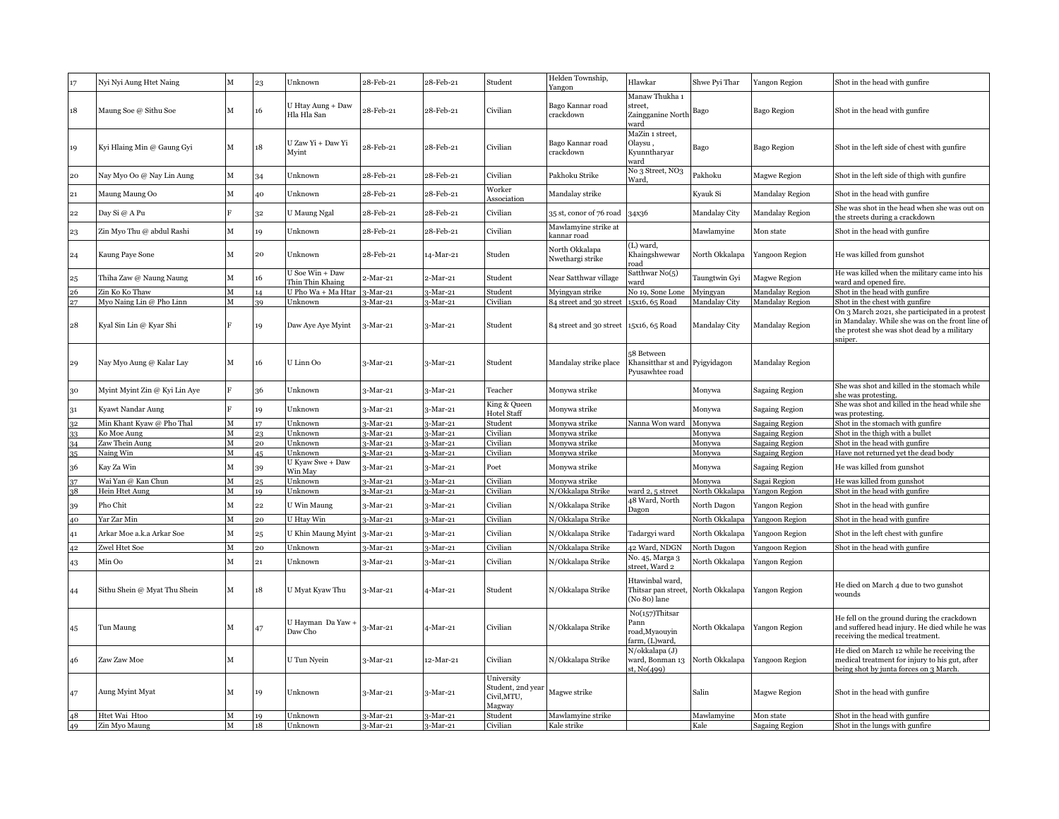| | | | | | | | | | | | |
|---|---|---|---|---|---|---|---|---|---|---|---|
| 17 | Nyi Nyi Aung Htet Naing | M | 23 | Unknown | 28-Feb-21 | 28-Feb-21 | Student | Helden Township, Yangon | Hlawkar | Shwe Pyi Thar | Yangon Region | Shot in the head with gunfire |
| 18 | Maung Soe @ Sithu Soe | M | 16 | U Htay Aung + Daw Hla Hla San | 28-Feb-21 | 28-Feb-21 | Civilian | Bago Kannar road crackdown | Manaw Thukha 1 street, Zaingganine North ward | Bago | Bago Region | Shot in the head with gunfire |
| 19 | Kyi Hlaing Min @ Gaung Gyi | M | 18 | U Zaw Yi + Daw Yi Myint | 28-Feb-21 | 28-Feb-21 | Civilian | Bago Kannar road crackdown | MaZin 1 street, Olaysu , Kyunntharyar ward | Bago | Bago Region | Shot in the left side of chest with gunfire |
| 20 | Nay Myo Oo @ Nay Lin Aung | M | 34 | Unknown | 28-Feb-21 | 28-Feb-21 | Civilian | Pakhoku Strike | No 3 Street, NO3 Ward, | Pakhoku | Magwe Region | Shot in the left side of thigh with gunfire |
| 21 | Maung Maung Oo | M | 40 | Unknown | 28-Feb-21 | 28-Feb-21 | Worker Association | Mandalay strike | | Kyauk Si | Mandalay Region | Shot in the head with gunfire |
| 22 | Day Si @ A Pu | F | 32 | U Maung Ngal | 28-Feb-21 | 28-Feb-21 | Civilian | 35 st, conor of 76 road | 34x36 | Mandalay City | Mandalay Region | She was shot in the head when she was out on the streets during a crackdown |
| 23 | Zin Myo Thu @ abdul Rashi | M | 19 | Unknown | 28-Feb-21 | 28-Feb-21 | Civilian | Mawlamyine strike at kannar road | | Mawlamyine | Mon state | Shot in the head with gunfire |
| 24 | Kaung Paye Sone | M | 20 | Unknown | 28-Feb-21 | 14-Mar-21 | Studen | North Okkalapa Nwethargi strike | (L) ward, Khaingshwewar road | North Okkalapa | Yangoon Region | He was killed from gunshot |
| 25 | Thiha Zaw @ Naung Naung | M | 16 | U Soe Win + Daw Thin Thin Khaing | 2-Mar-21 | 2-Mar-21 | Student | Near Satthwar village | Satthwar No(5) ward | Taungtwin Gyi | Magwe Region | He was killed when the military came into his ward and opened fire. |
| 26 | Zin Ko Ko Thaw | M | 14 | U Pho Wa + Ma Htar | 3-Mar-21 | 3-Mar-21 | Student | Myingyan strike | No 19, Sone Lone | Myingyan | Mandalay Region | Shot in the head with gunfire |
| 27 | Myo Naing Lin @ Pho Linn | M | 39 | Unknown | 3-Mar-21 | 3-Mar-21 | Civilian | 84 street and 30 street | 15x16, 65 Road | Mandalay City | Mandalay Region | Shot in the chest with gunfire |
| 28 | Kyal Sin Lin @ Kyar Shi | F | 19 | Daw Aye Aye Myint | 3-Mar-21 | 3-Mar-21 | Student | 84 street and 30 street | 15x16, 65 Road | Mandalay City | Mandalay Region | On 3 March 2021, she participated in a protest in Mandalay. While she was on the front line of the protest she was shot dead by a military sniper. |
| 29 | Nay Myo Aung @ Kalar Lay | M | 16 | U Linn Oo | 3-Mar-21 | 3-Mar-21 | Student | Mandalay strike place | 58 Between Khansitthar st and Pyusawhtee road | Pyigyidagon | Mandalay Region | |
| 30 | Myint Myint Zin @ Kyi Lin Aye | F | 36 | Unknown | 3-Mar-21 | 3-Mar-21 | Teacher | Monywa strike | | Monywa | Sagaing Region | She was shot and killed in the stomach while she was protesting. |
| 31 | Kyawt Nandar Aung | F | 19 | Unknown | 3-Mar-21 | 3-Mar-21 | King & Queen Hotel Staff | Monywa strike | | Monywa | Sagaing Region | She was shot and killed in the head while she was protesting. |
| 32 | Min Khant Kyaw @ Pho Thal | M | 17 | Unknown | 3-Mar-21 | 3-Mar-21 | Student | Monywa strike | Nanna Won ward | Monywa | Sagaing Region | Shot in the stomach with gunfire |
| 33 | Ko Moe Aung | M | 23 | Unknown | 3-Mar-21 | 3-Mar-21 | Civilian | Monywa strike | | Monywa | Sagaing Region | Shot in the thigh with a bullet |
| 34 | Zaw Thein Aung | M | 20 | Unknown | 3-Mar-21 | 3-Mar-21 | Civilian | Monywa strike | | Monywa | Sagaing Region | Shot in the head with gunfire |
| 35 | Naing Win | M | 45 | Unknown | 3-Mar-21 | 3-Mar-21 | Civilian | Monywa strike | | Monywa | Sagaing Region | Have not returned yet the dead body |
| 36 | Kay Za Win | M | 39 | U Kyaw Swe + Daw Win May | 3-Mar-21 | 3-Mar-21 | Poet | Monywa strike | | Monywa | Sagaing Region | He was killed from gunshot |
| 37 | Wai Yan @ Kan Chun | M | 25 | Unknown | 3-Mar-21 | 3-Mar-21 | Civilian | Monywa strike | | Monywa | Sagai Region | He was killed from gunshot |
| 38 | Hein Htet Aung | M | 19 | Unknown | 3-Mar-21 | 3-Mar-21 | Civilian | N/Okkalapa Strike | ward 2, 5 street | North Okkalapa | Yangon Region | Shot in the head with gunfire |
| 39 | Pho Chit | M | 22 | U Win Maung | 3-Mar-21 | 3-Mar-21 | Civilian | N/Okkalapa Strike | 48 Ward, North Dagon | North Dagon | Yangon Region | Shot in the head with gunfire |
| 40 | Yar Zar Min | M | 20 | U Htay Win | 3-Mar-21 | 3-Mar-21 | Civilian | N/Okkalapa Strike | | North Okkalapa | Yangoon Region | Shot in the head with gunfire |
| 41 | Arkar Moe a.k.a Arkar Soe | M | 25 | U Khin Maung Myint | 3-Mar-21 | 3-Mar-21 | Civilian | N/Okkalapa Strike | Tadargyi ward | North Okkalapa | Yangoon Region | Shot in the left chest with gunfire |
| 42 | Zwel Htet Soe | M | 20 | Unknown | 3-Mar-21 | 3-Mar-21 | Civilian | N/Okkalapa Strike | 42 Ward, NDGN | North Dagon | Yangoon Region | Shot in the head with gunfire |
| 43 | Min Oo | M | 21 | Unknown | 3-Mar-21 | 3-Mar-21 | Civilian | N/Okkalapa Strike | No. 45, Marga 3 street, Ward 2 | North Okkalapa | Yangon Region | |
| 44 | Sithu Shein @ Myat Thu Shein | M | 18 | U Myat Kyaw Thu | 3-Mar-21 | 4-Mar-21 | Student | N/Okkalapa Strike | Htawinbal ward, Thitsar pan street, (No 80) lane | North Okkalapa | Yangon Region | He died on March 4 due to two gunshot wounds |
| 45 | Tun Maung | M | 47 | U Hayman Da Yaw + Daw Cho | 3-Mar-21 | 4-Mar-21 | Civilian | N/Okkalapa Strike | No(157)Thitsar Pann road,Myaouyin farm, (L)ward, | North Okkalapa | Yangon Region | He fell on the ground during the crackdown and suffered head injury. He died while he was receiving the medical treatment. |
| 46 | Zaw Zaw Moe | M | | U Tun Nyein | 3-Mar-21 | 12-Mar-21 | Civilian | N/Okkalapa Strike | N/okkalapa (J) ward, Bonman 13 st, No(499) | North Okkalapa | Yangoon Region | He died on March 12 while he receiving the medical treatment for injury to his gut, after being shot by junta forces on 3 March. |
| 47 | Aung Myint Myat | M | 19 | Unknown | 3-Mar-21 | 3-Mar-21 | University Student, 2nd year Civil,MTU, Magway | Magwe strike | | Salin | Magwe Region | Shot in the head with gunfire |
| 48 | Htet Wai Htoo | M | 19 | Unknown | 3-Mar-21 | 3-Mar-21 | Student | Mawlamyine strike | | Mawlamyine | Mon state | Shot in the head with gunfire |
| 49 | Zin Myo Maung | M | 18 | Unknown | 3-Mar-21 | 3-Mar-21 | Civilian | Kale strike | | Kale | Sagaing Region | Shot in the lungs with gunfire |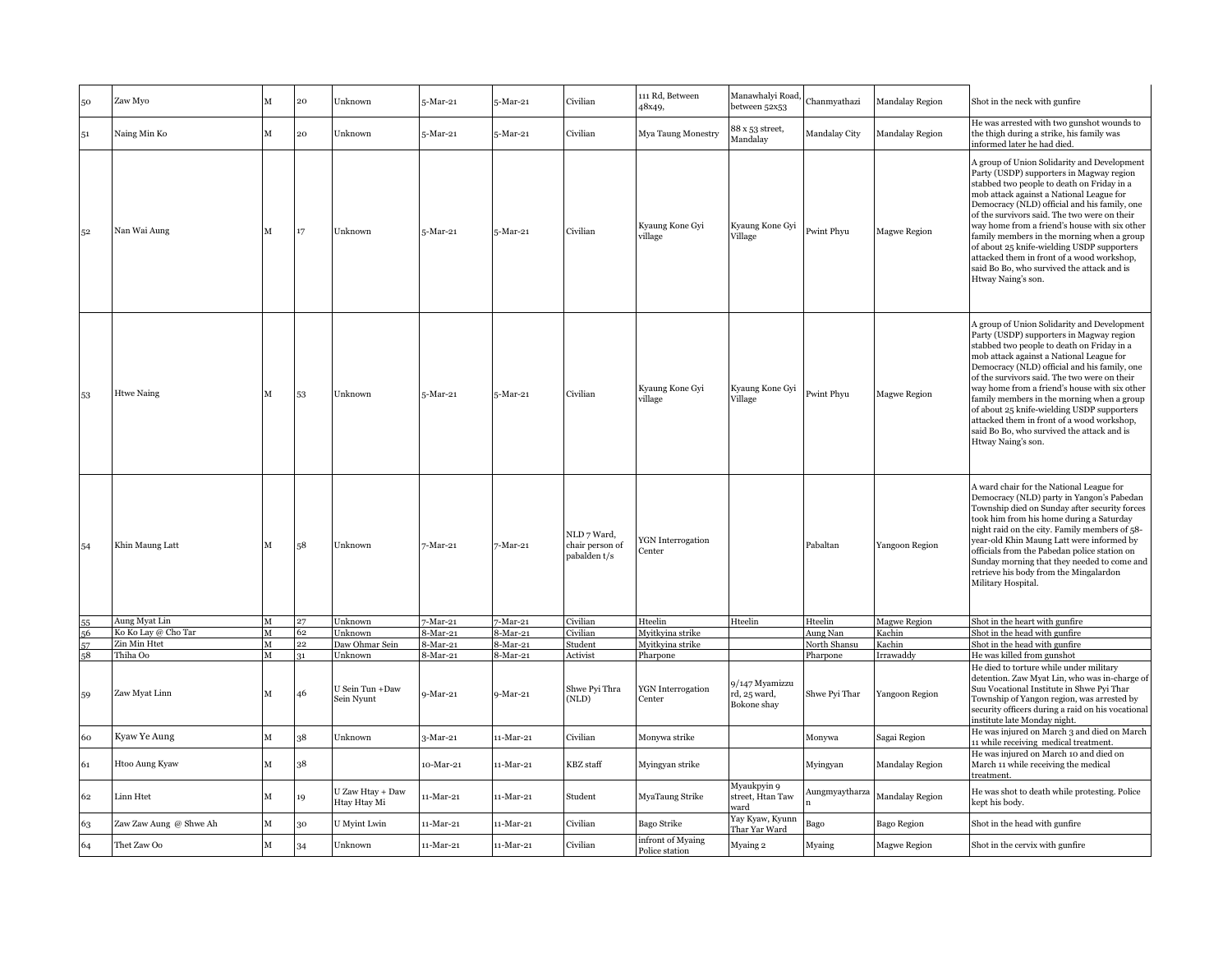| | | | | | | | | | | | | |
|---|---|---|---|---|---|---|---|---|---|---|---|---|
| 50 | Zaw Myo | M | 20 | Unknown | 5-Mar-21 | 5-Mar-21 | Civilian | 111 Rd, Between 48x49, | Manawhalyi Road, between 52x53 | Chanmyathazi | Mandalay Region | Shot in the neck with gunfire |
| 51 | Naing Min Ko | M | 20 | Unknown | 5-Mar-21 | 5-Mar-21 | Civilian | Mya Taung Monestry | 88 x 53 street, Mandalay | Mandalay City | Mandalay Region | He was arrested with two gunshot wounds to the thigh during a strike, his family was informed later he had died. |
| 52 | Nan Wai Aung | M | 17 | Unknown | 5-Mar-21 | 5-Mar-21 | Civilian | Kyaung Kone Gyi village | Kyaung Kone Gyi Village | Pwint Phyu | Magwe Region | A group of Union Solidarity and Development Party (USDP) supporters in Magway region stabbed two people to death on Friday in a mob attack against a National League for Democracy (NLD) official and his family, one of the survivors said. The two were on their way home from a friend's house with six other family members in the morning when a group of about 25 knife-wielding USDP supporters attacked them in front of a wood workshop, said Bo Bo, who survived the attack and is Htway Naing's son. |
| 53 | Htwe Naing | M | 53 | Unknown | 5-Mar-21 | 5-Mar-21 | Civilian | Kyaung Kone Gyi village | Kyaung Kone Gyi Village | Pwint Phyu | Magwe Region | A group of Union Solidarity and Development Party (USDP) supporters in Magway region stabbed two people to death on Friday in a mob attack against a National League for Democracy (NLD) official and his family, one of the survivors said. The two were on their way home from a friend's house with six other family members in the morning when a group of about 25 knife-wielding USDP supporters attacked them in front of a wood workshop, said Bo Bo, who survived the attack and is Htway Naing's son. |
| 54 | Khin Maung Latt | M | 58 | Unknown | 7-Mar-21 | 7-Mar-21 | NLD 7 Ward, chair person of pabalden t/s | YGN Interrogation Center | | Pabaltan | Yangoon Region | A ward chair for the National League for Democracy (NLD) party in Yangon's Pabedan Township died on Sunday after security forces took him from his home during a Saturday night raid on the city. Family members of 58-year-old Khin Maung Latt were informed by officials from the Pabedan police station on Sunday morning that they needed to come and retrieve his body from the Mingalardon Military Hospital. |
| 55 | Aung Myat Lin | M | 27 | Unknown | 7-Mar-21 | 7-Mar-21 | Civilian | Hteelin | Hteelin | Hteelin | Magwe Region | Shot in the heart with gunfire |
| 56 | Ko Ko Lay @ Cho Tar | M | 62 | Unknown | 8-Mar-21 | 8-Mar-21 | Civilian | Myitkyina strike | | Aung Nan | Kachin | Shot in the head with gunfire |
| 57 | Zin Min Htet | M | 22 | Daw Ohmar Sein | 8-Mar-21 | 8-Mar-21 | Student | Myitkyina strike | | North Shansu | Kachin | Shot in the head with gunfire |
| 58 | Thiha Oo | M | 31 | Unknown | 8-Mar-21 | 8-Mar-21 | Activist | Pharpone | | Pharpone | Irrawaddy | He was killed from gunshot |
| 59 | Zaw Myat Linn | M | 46 | U Sein Tun +Daw Sein Nyunt | 9-Mar-21 | 9-Mar-21 | Shwe Pyi Thra (NLD) | YGN Interrogation Center | 9/147 Myamizzu rd, 25 ward, Bokone shay | Shwe Pyi Thar | Yangoon Region | He died to torture while under military detention. Zaw Myat Lin, who was in-charge of Suu Vocational Institute in Shwe Pyi Thar Township of Yangon region, was arrested by security officers during a raid on his vocational institute late Monday night. |
| 60 | Kyaw Ye Aung | M | 38 | Unknown | 3-Mar-21 | 11-Mar-21 | Civilian | Monywa strike | | Monywa | Sagai Region | He was injured on March 3 and died on March 11 while receiving medical treatment. |
| 61 | Htoo Aung Kyaw | M | 38 | | 10-Mar-21 | 11-Mar-21 | KBZ staff | Myingyan strike | | Myingyan | Mandalay Region | He was injured on March 10 and died on March 11 while receiving the medical treatment. |
| 62 | Linn Htet | M | 19 | U Zaw Htay + Daw Htay Htay Mi | 11-Mar-21 | 11-Mar-21 | Student | MyaTaung Strike | Myaukpyin 9 street, Htan Taw ward | Aungmyaytharzan | Mandalay Region | He was shot to death while protesting. Police kept his body. |
| 63 | Zaw Zaw Aung @ Shwe Ah | M | 30 | U Myint Lwin | 11-Mar-21 | 11-Mar-21 | Civilian | Bago Strike | Yay Kyaw, Kyunn Thar Yar Ward | Bago | Bago Region | Shot in the head with gunfire |
| 64 | Thet Zaw Oo | M | 34 | Unknown | 11-Mar-21 | 11-Mar-21 | Civilian | infront of Myaing Police station | Myaing 2 | Myaing | Magwe Region | Shot in the cervix with gunfire |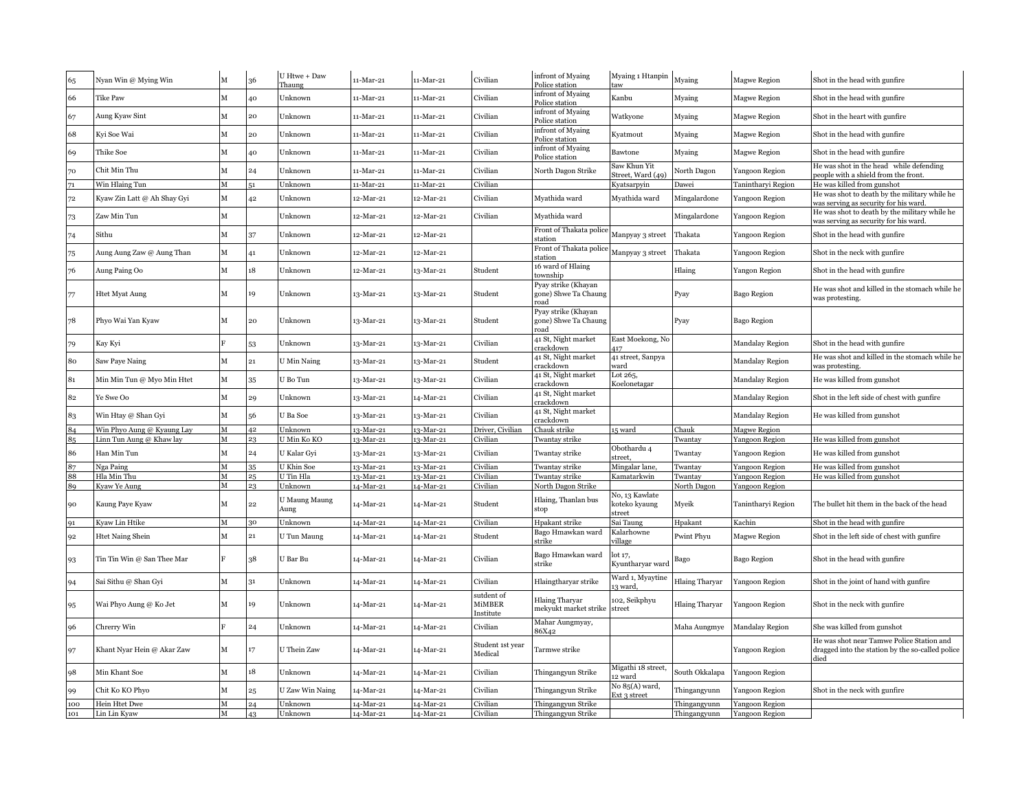| | | | | | | | | | | | | |
|---|---|---|---|---|---|---|---|---|---|---|---|---|
| 65 | Nyan Win @ Mying Win | M | 36 | U Htwe + Daw Thaung | 11-Mar-21 | 11-Mar-21 | Civilian | infront of Myaing Police station | Myaing 1 Htanpin taw | Myaing | Magwe Region | Shot in the head with gunfire |
| 66 | Tike Paw | M | 40 | Unknown | 11-Mar-21 | 11-Mar-21 | Civilian | infront of Myaing Police station | Kanbu | Myaing | Magwe Region | Shot in the head with gunfire |
| 67 | Aung Kyaw Sint | M | 20 | Unknown | 11-Mar-21 | 11-Mar-21 | Civilian | infront of Myaing Police station | Watkyone | Myaing | Magwe Region | Shot in the heart with gunfire |
| 68 | Kyi Soe Wai | M | 20 | Unknown | 11-Mar-21 | 11-Mar-21 | Civilian | infront of Myaing Police station | Kyatmout | Myaing | Magwe Region | Shot in the head with gunfire |
| 69 | Thike Soe | M | 40 | Unknown | 11-Mar-21 | 11-Mar-21 | Civilian | infront of Myaing Police station | Bawtone | Myaing | Magwe Region | Shot in the head with gunfire |
| 70 | Chit Min Thu | M | 24 | Unknown | 11-Mar-21 | 11-Mar-21 | Civilian | North Dagon Strike | Saw Khun Yit Street, Ward (49) | North Dagon | Yangoon Region | He was shot in the head while defending people with a shield from the front. |
| 71 | Win Hlaing Tun | M | 51 | Unknown | 11-Mar-21 | 11-Mar-21 | Civilian | | Kyatsarpyin | Dawei | Tanintharyi Region | He was killed from gunshot |
| 72 | Kyaw Zin Latt @ Ah Shay Gyi | M | 42 | Unknown | 12-Mar-21 | 12-Mar-21 | Civilian | Myathida ward | Myathida ward | Mingalardone | Yangoon Region | He was shot to death by the military while he was serving as security for his ward. |
| 73 | Zaw Min Tun | M | | Unknown | 12-Mar-21 | 12-Mar-21 | Civilian | Myathida ward | | Mingalardone | Yangoon Region | He was shot to death by the military while he was serving as security for his ward. |
| 74 | Sithu | M | 37 | Unknown | 12-Mar-21 | 12-Mar-21 | | Front of Thakata police station | Manpyay 3 street | Thakata | Yangoon Region | Shot in the head with gunfire |
| 75 | Aung Aung Zaw @ Aung Than | M | 41 | Unknown | 12-Mar-21 | 12-Mar-21 | | Front of Thakata police station | Manpyay 3 street | Thakata | Yangoon Region | Shot in the neck with gunfire |
| 76 | Aung Paing Oo | M | 18 | Unknown | 12-Mar-21 | 13-Mar-21 | Student | 16 ward of Hlaing township | | Hlaing | Yangon Region | Shot in the head with gunfire |
| 77 | Htet Myat Aung | M | 19 | Unknown | 13-Mar-21 | 13-Mar-21 | Student | Pyay strike (Khayan gone) Shwe Ta Chaung road | | Pyay | Bago Region | He was shot and killed in the stomach while he was protesting. |
| 78 | Phyo Wai Yan Kyaw | M | 20 | Unknown | 13-Mar-21 | 13-Mar-21 | Student | Pyay strike (Khayan gone) Shwe Ta Chaung road | | Pyay | Bago Region | |
| 79 | Kay Kyi | F | 53 | Unknown | 13-Mar-21 | 13-Mar-21 | Civilian | 41 St, Night market crackdown | East Moekong, No 417 | | Mandalay Region | Shot in the head with gunfire |
| 80 | Saw Paye Naing | M | 21 | U Min Naing | 13-Mar-21 | 13-Mar-21 | Student | 41 St, Night market crackdown | 41 street, Sanpya ward | | Mandalay Region | He was shot and killed in the stomach while he was protesting. |
| 81 | Min Min Tun @ Myo Min Htet | M | 35 | U Bo Tun | 13-Mar-21 | 13-Mar-21 | Civilian | 41 St, Night market crackdown | Lot 265, Koelonetagar | | Mandalay Region | He was killed from gunshot |
| 82 | Ye Swe Oo | M | 29 | Unknown | 13-Mar-21 | 14-Mar-21 | Civilian | 41 St, Night market crackdown | | | Mandalay Region | Shot in the left side of chest with gunfire |
| 83 | Win Htay @ Shan Gyi | M | 56 | U Ba Soe | 13-Mar-21 | 13-Mar-21 | Civilian | 41 St, Night market crackdown | | | Mandalay Region | He was killed from gunshot |
| 84 | Win Phyo Aung @ Kyaung Lay | M | 42 | Unknown | 13-Mar-21 | 13-Mar-21 | Driver, Civilian | Chauk strike | 15 ward | Chauk | Magwe Region | |
| 85 | Linn Tun Aung @ Khaw lay | M | 23 | U Min Ko KO | 13-Mar-21 | 13-Mar-21 | Civilian | Twantay strike | | Twantay | Yangoon Region | He was killed from gunshot |
| 86 | Han Min Tun | M | 24 | U Kalar Gyi | 13-Mar-21 | 13-Mar-21 | Civilian | Twantay strike | Obothardu 4 street, | Twantay | Yangoon Region | He was killed from gunshot |
| 87 | Nga Paing | M | 35 | U Khin Soe | 13-Mar-21 | 13-Mar-21 | Civilian | Twantay strike | Mingalar lane, | Twantay | Yangoon Region | He was killed from gunshot |
| 88 | Hla Min Thu | M | 25 | U Tin Hla | 13-Mar-21 | 13-Mar-21 | Civilian | Twantay strike | Kamatarkwin | Twantay | Yangoon Region | He was killed from gunshot |
| 89 | Kyaw Ye Aung | M | 23 | Unknown | 14-Mar-21 | 14-Mar-21 | Civilian | North Dagon Strike | | North Dagon | Yangoon Region | |
| 90 | Kaung Paye Kyaw | M | 22 | U Maung Maung Aung | 14-Mar-21 | 14-Mar-21 | Student | Hlaing, Thanlan bus stop | No, 13 Kawlate koteko kyaung street | Myeik | Tanintharyi Region | The bullet hit them in the back of the head |
| 91 | Kyaw Lin Htike | M | 30 | Unknown | 14-Mar-21 | 14-Mar-21 | Civilian | Hpakant strike | Sai Taung | Hpakant | Kachin | Shot in the head with gunfire |
| 92 | Htet Naing Shein | M | 21 | U Tun Maung | 14-Mar-21 | 14-Mar-21 | Student | Bago Hmawkan ward strike | Kalarhowne village | Pwint Phyu | Magwe Region | Shot in the left side of chest with gunfire |
| 93 | Tin Tin Win @ San Thee Mar | F | 38 | U Bar Bu | 14-Mar-21 | 14-Mar-21 | Civilian | Bago Hmawkan ward strike | lot 17, Kyuntharyar ward | Bago | Bago Region | Shot in the head with gunfire |
| 94 | Sai Sithu @ Shan Gyi | M | 31 | Unknown | 14-Mar-21 | 14-Mar-21 | Civilian | Hlaingtharyar strike | Ward 1, Myaytine 13 ward, | Hlaing Tharyar | Yangoon Region | Shot in the joint of hand with gunfire |
| 95 | Wai Phyo Aung @ Ko Jet | M | 19 | Unknown | 14-Mar-21 | 14-Mar-21 | sutdent of MiMBER Institute | Hlaing Tharyar mekyukt market strike | 102, Seikphyu street | Hlaing Tharyar | Yangoon Region | Shot in the neck with gunfire |
| 96 | Chrerry Win | F | 24 | Unknown | 14-Mar-21 | 14-Mar-21 | Civilian | Mahar Aungmyay, 86X42 | | Maha Aungmye | Mandalay Region | She was killed from gunshot |
| 97 | Khant Nyar Hein @ Akar Zaw | M | 17 | U Thein Zaw | 14-Mar-21 | 14-Mar-21 | Student 1st year Medical | Tarmwe strike | | | Yangoon Region | He was shot near Tamwe Police Station and dragged into the station by the so-called police died |
| 98 | Min Khant Soe | M | 18 | Unknown | 14-Mar-21 | 14-Mar-21 | Civilian | Thingangyun Strike | Migathi 18 street, 12 ward | South Okkalapa | Yangoon Region | |
| 99 | Chit Ko KO Phyo | M | 25 | U Zaw Win Naing | 14-Mar-21 | 14-Mar-21 | Civilian | Thingangyun Strike | No 85(A) ward, Ext 3 street | Thingangyunn | Yangoon Region | Shot in the neck with gunfire |
| 100 | Hein Htet Dwe | M | 24 | Unknown | 14-Mar-21 | 14-Mar-21 | Civilian | Thingangyun Strike | | Thingangyunn | Yangoon Region | |
| 101 | Lin Lin Kyaw | M | 43 | Unknown | 14-Mar-21 | 14-Mar-21 | Civilian | Thingangyun Strike | | Thingangyunn | Yangoon Region | |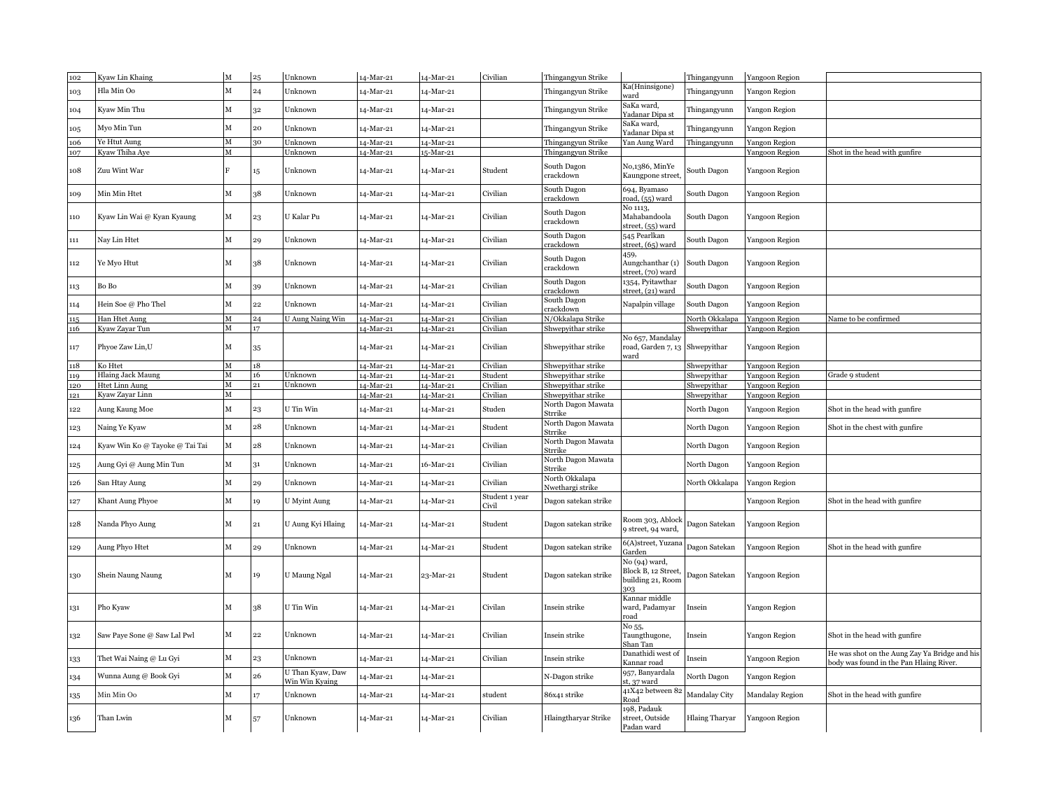| | | | | | | | | | | | |
|---|---|---|---|---|---|---|---|---|---|---|---|
| 102 | Kyaw Lin Khaing | M | 25 | Unknown | 14-Mar-21 | 14-Mar-21 | Civilian | Thingangyun Strike | | Thingangyunn | Yangoon Region | |
| 103 | Hla Min Oo | M | 24 | Unknown | 14-Mar-21 | 14-Mar-21 | | Thingangyun Strike | Ka(Hninsigone) ward | Thingangyunn | Yangon Region | |
| 104 | Kyaw Min Thu | M | 32 | Unknown | 14-Mar-21 | 14-Mar-21 | | Thingangyun Strike | SaKa ward, Yadanar Dipa st | Thingangyunn | Yangon Region | |
| 105 | Myo Min Tun | M | 20 | Unknown | 14-Mar-21 | 14-Mar-21 | | Thingangyun Strike | SaKa ward, Yadanar Dipa st | Thingangyunn | Yangon Region | |
| 106 | Ye Htut Aung | M | 30 | Unknown | 14-Mar-21 | 14-Mar-21 | | Thingangyun Strike | Yan Aung Ward | Thingangyunn | Yangon Region | |
| 107 | Kyaw Thiha Aye | M | | Unknown | 14-Mar-21 | 15-Mar-21 | | Thingangyun Strike | | | Yangoon Region | Shot in the head with gunfire |
| 108 | Zuu Wint War | F | 15 | Unknown | 14-Mar-21 | 14-Mar-21 | Student | South Dagon crackdown | No,1386, MinYe Kaungpone street, | South Dagon | Yangoon Region | |
| 109 | Min Min Htet | M | 38 | Unknown | 14-Mar-21 | 14-Mar-21 | Civilian | South Dagon crackdown | 694, Byamaso road, (55) ward | South Dagon | Yangoon Region | |
| 110 | Kyaw Lin Wai @ Kyan Kyaung | M | 23 | U Kalar Pu | 14-Mar-21 | 14-Mar-21 | Civilian | South Dagon crackdown | No 1113, Mahabandoola street, (55) ward | South Dagon | Yangoon Region | |
| 111 | Nay Lin Htet | M | 29 | Unknown | 14-Mar-21 | 14-Mar-21 | Civilian | South Dagon crackdown | 545 Pearlkan street, (65) ward | South Dagon | Yangoon Region | |
| 112 | Ye Myo Htut | M | 38 | Unknown | 14-Mar-21 | 14-Mar-21 | Civilian | South Dagon crackdown | 459, Aungchanthar (1) street, (70) ward | South Dagon | Yangoon Region | |
| 113 | Bo Bo | M | 39 | Unknown | 14-Mar-21 | 14-Mar-21 | Civilian | South Dagon crackdown | 1354, Pyitawthar street, (21) ward | South Dagon | Yangoon Region | |
| 114 | Hein Soe @ Pho Thel | M | 22 | Unknown | 14-Mar-21 | 14-Mar-21 | Civilian | South Dagon crackdown | Napalpin village | South Dagon | Yangoon Region | |
| 115 | Han Htet Aung | M | 24 | U Aung Naing Win | 14-Mar-21 | 14-Mar-21 | Civilian | N/Okkalapa Strike | | North Okkalapa | Yangoon Region | Name to be confirmed |
| 116 | Kyaw Zayar Tun | M | 17 | | 14-Mar-21 | 14-Mar-21 | Civilian | Shwepyithar strike | | Shwepyithar | Yangoon Region | |
| 117 | Phyoe Zaw Lin,U | M | 35 | | 14-Mar-21 | 14-Mar-21 | Civilian | Shwepyithar strike | No 657, Mandalay road, Garden 7, 13 ward | Shwepyithar | Yangoon Region | |
| 118 | Ko Htet | M | 18 | | 14-Mar-21 | 14-Mar-21 | Civilian | Shwepyithar strike | | Shwepyithar | Yangoon Region | |
| 119 | Hlaing Jack Maung | M | 16 | Unknown | 14-Mar-21 | 14-Mar-21 | Student | Shwepyithar strike | | Shwepyithar | Yangoon Region | Grade 9 student |
| 120 | Htet Linn Aung | M | 21 | Unknown | 14-Mar-21 | 14-Mar-21 | Civilian | Shwepyithar strike | | Shwepyithar | Yangoon Region | |
| 121 | Kyaw Zayar Linn | M | | | 14-Mar-21 | 14-Mar-21 | Civilian | Shwepyithar strike | | Shwepyithar | Yangoon Region | |
| 122 | Aung Kaung Moe | M | 23 | U Tin Win | 14-Mar-21 | 14-Mar-21 | Studen | North Dagon Mawata Strrike | | North Dagon | Yangoon Region | Shot in the head with gunfire |
| 123 | Naing Ye Kyaw | M | 28 | Unknown | 14-Mar-21 | 14-Mar-21 | Student | North Dagon Mawata Strrike | | North Dagon | Yangoon Region | Shot in the chest with gunfire |
| 124 | Kyaw Win Ko @ Tayoke @ Tai Tai | M | 28 | Unknown | 14-Mar-21 | 14-Mar-21 | Civilian | North Dagon Mawata Strrike | | North Dagon | Yangoon Region | |
| 125 | Aung Gyi @ Aung Min Tun | M | 31 | Unknown | 14-Mar-21 | 16-Mar-21 | Civilian | North Dagon Mawata Strrike | | North Dagon | Yangoon Region | |
| 126 | San Htay Aung | M | 29 | Unknown | 14-Mar-21 | 14-Mar-21 | Civilian | North Okkalapa Nwethargi strike | | North Okkalapa | Yangon Region | |
| 127 | Khant Aung Phyoe | M | 19 | U Myint Aung | 14-Mar-21 | 14-Mar-21 | Student 1 year Civil | Dagon satekan strike | | | Yangoon Region | Shot in the head with gunfire |
| 128 | Nanda Phyo Aung | M | 21 | U Aung Kyi Hlaing | 14-Mar-21 | 14-Mar-21 | Student | Dagon satekan strike | Room 303, Ablock 9 street, 94 ward, | Dagon Satekan | Yangoon Region | |
| 129 | Aung Phyo Htet | M | 29 | Unknown | 14-Mar-21 | 14-Mar-21 | Student | Dagon satekan strike | 6(A)street, Yuzana Garden | Dagon Satekan | Yangoon Region | Shot in the head with gunfire |
| 130 | Shein Naung Naung | M | 19 | U Maung Ngal | 14-Mar-21 | 23-Mar-21 | Student | Dagon satekan strike | No (94) ward, Block B, 12 Street, building 21, Room 303 | Dagon Satekan | Yangoon Region | |
| 131 | Pho Kyaw | M | 38 | U Tin Win | 14-Mar-21 | 14-Mar-21 | Civilan | Insein strike | Kannar middle ward, Padamyar road | Insein | Yangoon Region | |
| 132 | Saw Paye Sone @ Saw Lal Pwl | M | 22 | Unknown | 14-Mar-21 | 14-Mar-21 | Civilian | Insein strike | No 55, Taungthugone, Shan Tan | Insein | Yangoon Region | Shot in the head with gunfire |
| 133 | Thet Wai Naing @ Lu Gyi | M | 23 | Unknown | 14-Mar-21 | 14-Mar-21 | Civilian | Insein strike | Danathidi west of Kannar road | Insein | Yangoon Region | He was shot on the Aung Zay Ya Bridge and his body was found in the Pan Hlaing River. |
| 134 | Wunna Aung @ Book Gyi | M | 26 | U Than Kyaw, Daw Win Kyaing | 14-Mar-21 | 14-Mar-21 | | N-Dagon strike | 957, Banyardala st, 37 ward | North Dagon | Yangon Region | |
| 135 | Min Min Oo | M | 17 | Unknown | 14-Mar-21 | 14-Mar-21 | student | 86x41 strike | 41X42 between 82 Road | Mandalay City | Mandalay Region | Shot in the head with gunfire |
| 136 | Than Lwin | M | 57 | Unknown | 14-Mar-21 | 14-Mar-21 | Civilian | Hlaingtharyar Strike | 198, Padauk street, Outside Padan ward | Hlaing Tharyar | Yangoon Region | |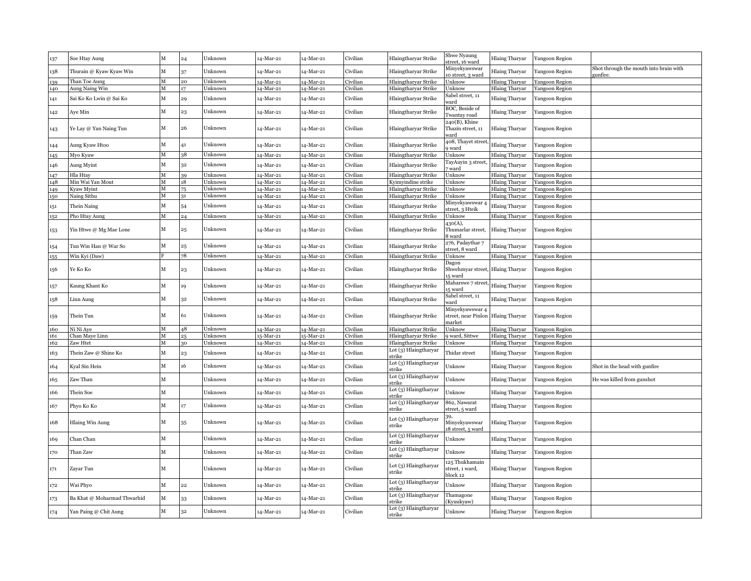| | | | | | | | | | | | | |
|---|---|---|---|---|---|---|---|---|---|---|---|---|
| 137 | Soe Htay Aung | M | 24 | Unknown | 14-Mar-21 | 14-Mar-21 | Civilian | Hlaingtharyar Strike | Shwe Nyaung street, 16 ward | Hlaing Tharyar | Yangoon Region | |
| 138 | Thurain @ Kyaw Kyaw Win | M | 37 | Unknown | 14-Mar-21 | 14-Mar-21 | Civilian | Hlaingtharyar Strike | Minyekyawswar 10 street, 3 ward | Hlaing Tharyar | Yangoon Region | Shot through the mouth into brain with gunfire. |
| 139 | Than Toe Aung | M | 20 | Unknown | 14-Mar-21 | 14-Mar-21 | Civilian | Hlaingtharyar Strike | Unknow | Hlaing Tharyar | Yangoon Region | |
| 140 | Aung Naing Win | M | 17 | Unknown | 14-Mar-21 | 14-Mar-21 | Civilian | Hlaingtharyar Strike | Unknow | Hlaing Tharyar | Yangoon Region | |
| 141 | Sai Ko Ko Lwin @ Sai Ko | M | 29 | Unknown | 14-Mar-21 | 14-Mar-21 | Civilian | Hlaingtharyar Strike | Sabel street, 11 ward | Hlaing Tharyar | Yangoon Region | |
| 142 | Aye Min | M | 23 | Unknown | 14-Mar-21 | 14-Mar-21 | Civilian | Hlaingtharyar Strike | BOC, Beside of Twantay road | Hlaing Tharyar | Yangoon Region | |
| 143 | Ye Lay @ Yan Naing Tun | M | 26 | Unknown | 14-Mar-21 | 14-Mar-21 | Civilian | Hlaingtharyar Strike | 240(B), Khine Thazin street, 11 ward | Hlaing Tharyar | Yangoon Region | |
| 144 | Aung Kyaw Htoo | M | 41 | Unknown | 14-Mar-21 | 14-Mar-21 | Civilian | Hlaingtharyar Strike | 408, Thayet street, 9 ward | Hlaing Tharyar | Yangoon Region | |
| 145 | Myo Kyaw | M | 38 | Unknown | 14-Mar-21 | 14-Mar-21 | Civilian | Hlaingtharyar Strike | Unknow | Hlaing Tharyar | Yangoon Region | |
| 146 | Aung Myint | M | 32 | Unknown | 14-Mar-21 | 14-Mar-21 | Civilian | Hlaingtharyar Strike | TayAuyin 3 street, 7 ward | Hlaing Tharyar | Yangoon Region | |
| 147 | Hla Htay | M | 39 | Unknown | 14-Mar-21 | 14-Mar-21 | Civilian | Hlaingtharyar Strike | Unknow | Hlaing Tharyar | Yangoon Region | |
| 148 | Min Wai Yan Mout | M | 18 | Unknown | 14-Mar-21 | 14-Mar-21 | Civilian | Kyimyindine strike | Unknow | Hlaing Tharyar | Yangoon Region | |
| 149 | Kyaw Myint | M | 75 | Unknown | 14-Mar-21 | 14-Mar-21 | Civilian | Hlaingtharyar Strike | Unknow | Hlaing Tharyar | Yangoon Region | |
| 150 | Naing Sithu | M | 31 | Unknown | 14-Mar-21 | 14-Mar-21 | Civilian | Hlaingtharyar Strike | Unknow | Hlaing Tharyar | Yangoon Region | |
| 151 | Thein Naing | M | 54 | Unknown | 14-Mar-21 | 14-Mar-21 | Civilian | Hlaingtharyar Strike | Minyekyawswar 4 street, 3 Hteik | Hlaing Tharyar | Yangoon Region | |
| 152 | Pho Htay Aung | M | 24 | Unknown | 14-Mar-21 | 14-Mar-21 | Civilian | Hlaingtharyar Strike | Unknow | Hlaing Tharyar | Yangoon Region | |
| 153 | Yin Htwe @ Mg Mae Lone | M | 25 | Unknown | 14-Mar-21 | 14-Mar-21 | Civilian | Hlaingtharyar Strike | 430(A), Thumarlar street, 8 ward | Hlaing Tharyar | Yangoon Region | |
| 154 | Tun Win Han @ War So | M | 25 | Unknown | 14-Mar-21 | 14-Mar-21 | Civilian | Hlaingtharyar Strike | 276, Padaythar 7 street, 8 ward | Hlaing Tharyar | Yangoon Region | |
| 155 | Win Kyi (Daw) | F | 78 | Unknown | 14-Mar-21 | 14-Mar-21 | Civilian | Hlaingtharyar Strike | Unknow | Hlaing Tharyar | Yangoon Region | |
| 156 | Ye Ko Ko | M | 23 | Unknown | 14-Mar-21 | 14-Mar-21 | Civilian | Hlaingtharyar Strike | Dagon Shwehmyar street, 15 ward | Hlaing Tharyar | Yangoon Region | |
| 157 | Kaung Khant Ko | M | 19 | Unknown | 14-Mar-21 | 14-Mar-21 | Civilian | Hlaingtharyar Strike | Maharswe 7 street, 15 ward | Hlaing Tharyar | Yangoon Region | |
| 158 | Linn Aung | M | 32 | Unknown | 14-Mar-21 | 14-Mar-21 | Civilian | Hlaingtharyar Strike | Sabel street, 11 ward | Hlaing Tharyar | Yangoon Region | |
| 159 | Thein Tun | M | 61 | Unknown | 14-Mar-21 | 14-Mar-21 | Civilian | Hlaingtharyar Strike | Minyekyawswar 4 street, near Pinlon market | Hlaing Tharyar | Yangoon Region | |
| 160 | Ni Ni Aye | M | 48 | Unknown | 14-Mar-21 | 14-Mar-21 | Civilian | Hlaingtharyar Strike | Unknow | Hlaing Tharyar | Yangoon Region | |
| 161 | Chan Maye Linn | M | 25 | Unknown | 15-Mar-21 | 15-Mar-21 | Civilian | Hlaingtharyar Strike | 9 ward, Sittwe | Hlaing Tharyar | Yangoon Region | |
| 162 | Zaw Htet | M | 30 | Unknown | 14-Mar-21 | 14-Mar-21 | Civilian | Hlaingtharyar Strike | Unknow | Hlaing Tharyar | Yangoon Region | |
| 163 | Thein Zaw @ Shine Ko | M | 23 | Unknown | 14-Mar-21 | 14-Mar-21 | Civilian | Lot (3) Hlaingtharyar strike | Thidar street | Hlaing Tharyar | Yangoon Region | |
| 164 | Kyal Sin Hein | M | 16 | Unknown | 14-Mar-21 | 14-Mar-21 | Civilian | Lot (3) Hlaingtharyar strike | Unknow | Hlaing Tharyar | Yangoon Region | Shot in the head with gunfire |
| 165 | Zaw Than | M | | Unknown | 14-Mar-21 | 14-Mar-21 | Civilian | Lot (3) Hlaingtharyar strike | Unknow | Hlaing Tharyar | Yangoon Region | He was killed from gunshot |
| 166 | Thein Soe | M | | Unknown | 14-Mar-21 | 14-Mar-21 | Civilian | Lot (3) Hlaingtharyar strike | Unknow | Hlaing Tharyar | Yangoon Region | |
| 167 | Phyo Ko Ko | M | 17 | Unknown | 14-Mar-21 | 14-Mar-21 | Civilian | Lot (3) Hlaingtharyar strike | 862, Nawarat street, 5 ward | Hlaing Tharyar | Yangoon Region | |
| 168 | Hlaing Win Aung | M | 35 | Unknown | 14-Mar-21 | 14-Mar-21 | Civilian | Lot (3) Hlaingtharyar strike | 39, Minyekyawswar 18 street, 5 ward | Hlaing Tharyar | Yangoon Region | |
| 169 | Chan Chan | M | | Unknown | 14-Mar-21 | 14-Mar-21 | Civilian | Lot (3) Hlaingtharyar strike | Unknow | Hlaing Tharyar | Yangoon Region | |
| 170 | Than Zaw | M | | Unknown | 14-Mar-21 | 14-Mar-21 | Civilian | Lot (3) Hlaingtharyar strike | Unknow | Hlaing Tharyar | Yangoon Region | |
| 171 | Zayar Tun | M | | Unknown | 14-Mar-21 | 14-Mar-21 | Civilian | Lot (3) Hlaingtharyar strike | 125 Thukhamain street, 1 ward, block 12 | Hlaing Tharyar | Yangoon Region | |
| 172 | Wai Phyo | M | 22 | Unknown | 14-Mar-21 | 14-Mar-21 | Civilian | Lot (3) Hlaingtharyar strike | Unknow | Hlaing Tharyar | Yangoon Region | |
| 173 | Ba Khat @ Moharmad Thwarhid | M | 33 | Unknown | 14-Mar-21 | 14-Mar-21 | Civilian | Lot (3) Hlaingtharyar strike | Thamagone (Kyuukyaw) | Hlaing Tharyar | Yangoon Region | |
| 174 | Yan Paing @ Chit Aung | M | 32 | Unknown | 14-Mar-21 | 14-Mar-21 | Civilian | Lot (3) Hlaingtharyar strike | Unknow | Hlaing Tharyar | Yangoon Region | |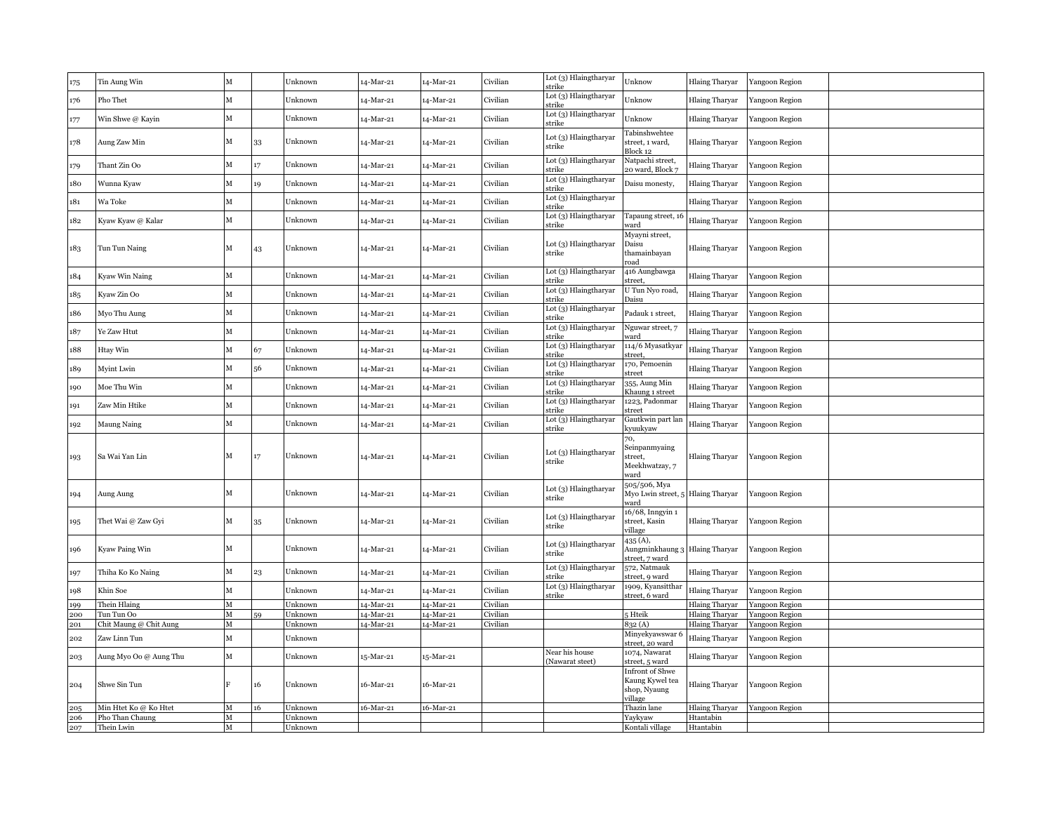| | | | | | | | | | | | | |
|---|---|---|---|---|---|---|---|---|---|---|---|---|
| 175 | Tin Aung Win | M | | Unknown | 14-Mar-21 | 14-Mar-21 | Civilian | Lot (3) Hlaingtharyar strike | Unknow | Hlaing Tharyar | Yangoon Region | |
| 176 | Pho Thet | M | | Unknown | 14-Mar-21 | 14-Mar-21 | Civilian | Lot (3) Hlaingtharyar strike | Unknow | Hlaing Tharyar | Yangoon Region | |
| 177 | Win Shwe @ Kayin | M | | Unknown | 14-Mar-21 | 14-Mar-21 | Civilian | Lot (3) Hlaingtharyar strike | Unknow | Hlaing Tharyar | Yangoon Region | |
| 178 | Aung Zaw Min | M | 33 | Unknown | 14-Mar-21 | 14-Mar-21 | Civilian | Lot (3) Hlaingtharyar strike | Tabinshwehtee street, 1 ward, Block 12 | Hlaing Tharyar | Yangoon Region | |
| 179 | Thant Zin Oo | M | 17 | Unknown | 14-Mar-21 | 14-Mar-21 | Civilian | Lot (3) Hlaingtharyar strike | Natpachi street, 20 ward, Block 7 | Hlaing Tharyar | Yangoon Region | |
| 180 | Wunna Kyaw | M | 19 | Unknown | 14-Mar-21 | 14-Mar-21 | Civilian | Lot (3) Hlaingtharyar strike | Daisu monesty, | Hlaing Tharyar | Yangoon Region | |
| 181 | Wa Toke | M | | Unknown | 14-Mar-21 | 14-Mar-21 | Civilian | Lot (3) Hlaingtharyar strike | | Hlaing Tharyar | Yangoon Region | |
| 182 | Kyaw Kyaw @ Kalar | M | | Unknown | 14-Mar-21 | 14-Mar-21 | Civilian | Lot (3) Hlaingtharyar strike | Tapaung street, 16 ward | Hlaing Tharyar | Yangoon Region | |
| 183 | Tun Tun Naing | M | 43 | Unknown | 14-Mar-21 | 14-Mar-21 | Civilian | Lot (3) Hlaingtharyar strike | Myayni street, Daisu thamainbayan road | Hlaing Tharyar | Yangoon Region | |
| 184 | Kyaw Win Naing | M | | Unknown | 14-Mar-21 | 14-Mar-21 | Civilian | Lot (3) Hlaingtharyar strike | 416 Aungbawga street, | Hlaing Tharyar | Yangoon Region | |
| 185 | Kyaw Zin Oo | M | | Unknown | 14-Mar-21 | 14-Mar-21 | Civilian | Lot (3) Hlaingtharyar strike | U Tun Nyo road, Daisu | Hlaing Tharyar | Yangoon Region | |
| 186 | Myo Thu Aung | M | | Unknown | 14-Mar-21 | 14-Mar-21 | Civilian | Lot (3) Hlaingtharyar strike | Padauk 1 street, | Hlaing Tharyar | Yangoon Region | |
| 187 | Ye Zaw Htut | M | | Unknown | 14-Mar-21 | 14-Mar-21 | Civilian | Lot (3) Hlaingtharyar strike | Nguwar street, 7 ward | Hlaing Tharyar | Yangoon Region | |
| 188 | Htay Win | M | 67 | Unknown | 14-Mar-21 | 14-Mar-21 | Civilian | Lot (3) Hlaingtharyar strike | 114/6 Myasatkyar street, | Hlaing Tharyar | Yangoon Region | |
| 189 | Myint Lwin | M | 56 | Unknown | 14-Mar-21 | 14-Mar-21 | Civilian | Lot (3) Hlaingtharyar strike | 170, Pemoenin street | Hlaing Tharyar | Yangoon Region | |
| 190 | Moe Thu Win | M | | Unknown | 14-Mar-21 | 14-Mar-21 | Civilian | Lot (3) Hlaingtharyar strike | 355, Aung Min Khaung 1 street | Hlaing Tharyar | Yangoon Region | |
| 191 | Zaw Min Htike | M | | Unknown | 14-Mar-21 | 14-Mar-21 | Civilian | Lot (3) Hlaingtharyar strike | 1223, Padonmar street | Hlaing Tharyar | Yangoon Region | |
| 192 | Maung Naing | M | | Unknown | 14-Mar-21 | 14-Mar-21 | Civilian | Lot (3) Hlaingtharyar strike | Gautkwin part lan kyuukyaw | Hlaing Tharyar | Yangoon Region | |
| 193 | Sa Wai Yan Lin | M | 17 | Unknown | 14-Mar-21 | 14-Mar-21 | Civilian | Lot (3) Hlaingtharyar strike | 70, Seinpanmyaing street, Meekhwatzay, 7 ward | Hlaing Tharyar | Yangoon Region | |
| 194 | Aung Aung | M | | Unknown | 14-Mar-21 | 14-Mar-21 | Civilian | Lot (3) Hlaingtharyar strike | 505/506, Mya Myo Lwin street, 5 ward | Hlaing Tharyar | Yangoon Region | |
| 195 | Thet Wai @ Zaw Gyi | M | 35 | Unknown | 14-Mar-21 | 14-Mar-21 | Civilian | Lot (3) Hlaingtharyar strike | 16/68, Inngyin 1 street, Kasin village | Hlaing Tharyar | Yangoon Region | |
| 196 | Kyaw Paing Win | M | | Unknown | 14-Mar-21 | 14-Mar-21 | Civilian | Lot (3) Hlaingtharyar strike | 435 (A), Aungminkhaung 3 street, 7 ward | Hlaing Tharyar | Yangoon Region | |
| 197 | Thiha Ko Ko Naing | M | 23 | Unknown | 14-Mar-21 | 14-Mar-21 | Civilian | Lot (3) Hlaingtharyar strike | 572, Natmauk street, 9 ward | Hlaing Tharyar | Yangoon Region | |
| 198 | Khin Soe | M | | Unknown | 14-Mar-21 | 14-Mar-21 | Civilian | Lot (3) Hlaingtharyar strike | 1909, Kyansitthar street, 6 ward | Hlaing Tharyar | Yangoon Region | |
| 199 | Thein Hlaing | M | | Unknown | 14-Mar-21 | 14-Mar-21 | Civilian | | | Hlaing Tharyar | Yangoon Region | |
| 200 | Tun Tun Oo | M | 59 | Unknown | 14-Mar-21 | 14-Mar-21 | Civilian | | 5 Hteik | Hlaing Tharyar | Yangoon Region | |
| 201 | Chit Maung @ Chit Aung | M | | Unknown | 14-Mar-21 | 14-Mar-21 | Civilian | | 832 (A) | Hlaing Tharyar | Yangoon Region | |
| 202 | Zaw Linn Tun | M | | Unknown | | | | | Minyekyawswar 6 street, 20 ward | Hlaing Tharyar | Yangoon Region | |
| 203 | Aung Myo Oo @ Aung Thu | M | | Unknown | 15-Mar-21 | 15-Mar-21 | | Near his house (Nawarat steet) | 1074, Nawarat street, 5 ward | Hlaing Tharyar | Yangoon Region | |
| 204 | Shwe Sin Tun | F | 16 | Unknown | 16-Mar-21 | 16-Mar-21 | | | Infront of Shwe Kaung Kywel tea shop, Nyaung village | Hlaing Tharyar | Yangoon Region | |
| 205 | Min Htet Ko @ Ko Htet | M | 16 | Unknown | 16-Mar-21 | 16-Mar-21 | | | Thazin lane | Hlaing Tharyar | Yangoon Region | |
| 206 | Pho Than Chaung | M | | Unknown | | | | | Yaykyaw | Htantabin | | |
| 207 | Thein Lwin | M | | Unknown | | | | | Kontali village | Htantabin | | |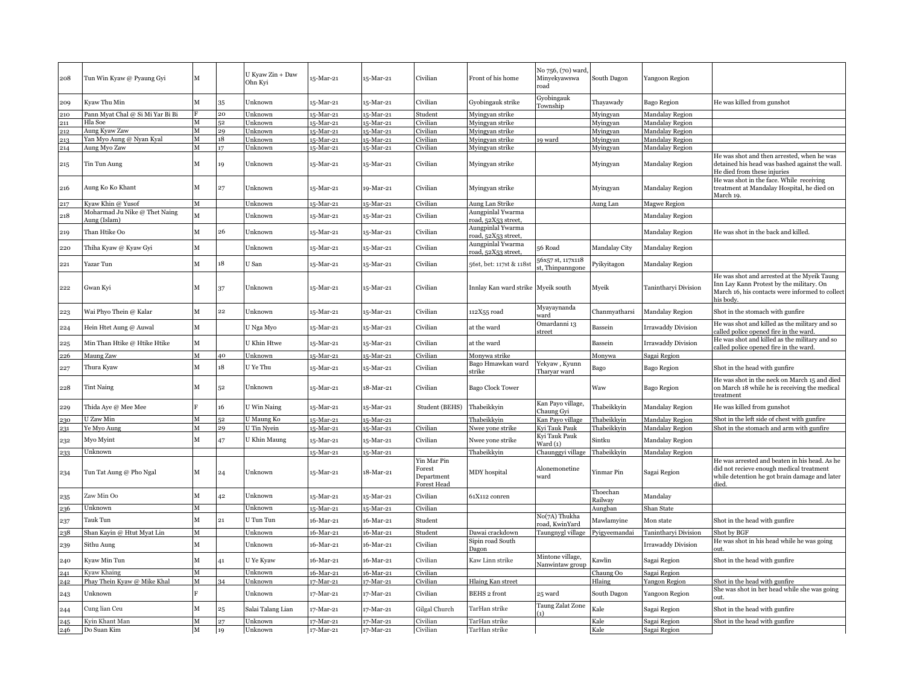| | | | | | | | | | | | | |
|---|---|---|---|---|---|---|---|---|---|---|---|---|
| 208 | Tun Win Kyaw @ Pyaung Gyi | M | | U Kyaw Zin + Daw Ohn Kyi | 15-Mar-21 | 15-Mar-21 | Civilian | Front of his home | No 756, (70) ward, Minyekyawswa road | South Dagon | Yangoon Region | |
| 209 | Kyaw Thu Min | M | 35 | Unknown | 15-Mar-21 | 15-Mar-21 | Civilian | Gyobingauk strike | Gyobingauk Township | Thayawady | Bago Region | He was killed from gunshot |
| 210 | Pann Myat Chal @ Si Mi Yar Bi Bi | F | 20 | Unknown | 15-Mar-21 | 15-Mar-21 | Student | Myingyan strike | | Myingyan | Mandalay Region | |
| 211 | Hla Soe | M | 52 | Unknown | 15-Mar-21 | 15-Mar-21 | Civilian | Myingyan strike | | Myingyan | Mandalay Region | |
| 212 | Aung Kyaw Zaw | M | 29 | Unknown | 15-Mar-21 | 15-Mar-21 | Civilian | Myingyan strike | | Myingyan | Mandalay Region | |
| 213 | Yan Myo Aung @ Nyan Kyal | M | 18 | Unknown | 15-Mar-21 | 15-Mar-21 | Civilian | Myingyan strike | 19 ward | Myingyan | Mandalay Region | |
| 214 | Aung Myo Zaw | M | 17 | Unknown | 15-Mar-21 | 15-Mar-21 | Civilian | Myingyan strike | | Myingyan | Mandalay Region | |
| 215 | Tin Tun Aung | M | 19 | Unknown | 15-Mar-21 | 15-Mar-21 | Civilian | Myingyan strike | | Myingyan | Mandalay Region | He was shot and then arrested, when he was detained his head was bashed against the wall. He died from these injuries |
| 216 | Aung Ko Ko Khant | M | 27 | Unknown | 15-Mar-21 | 19-Mar-21 | Civilian | Myingyan strike | | Myingyan | Mandalay Region | He was shot in the face. While receiving treatment at Mandalay Hospital, he died on March 19. |
| 217 | Kyaw Khin @ Yusof | M | | Unknown | 15-Mar-21 | 15-Mar-21 | Civilian | Aung Lan Strike | | Aung Lan | Magwe Region | |
| 218 | Moharmad Ju Nike @ Thet Naing Aung (Islam) | M | | Unknown | 15-Mar-21 | 15-Mar-21 | Civilian | Aungpinlal Ywarma road, 52X53 street, | | | Mandalay Region | |
| 219 | Than Htike Oo | M | 26 | Unknown | 15-Mar-21 | 15-Mar-21 | Civilian | Aungpinlal Ywarma road, 52X53 street, | | | Mandalay Region | He was shot in the back and killed. |
| 220 | Thiha Kyaw @ Kyaw Gyi | M | | Unknown | 15-Mar-21 | 15-Mar-21 | Civilian | Aungpinlal Ywarma road, 52X53 street, | 56 Road | Mandalay City | Mandalay Region | |
| 221 | Yazar Tun | M | 18 | U San | 15-Mar-21 | 15-Mar-21 | Civilian | 56st, bet: 117st & 118st | 56x57 st, 117x118 st, Thinpanngone | Pyikyitagon | Mandalay Region | |
| 222 | Gwan Kyi | M | 37 | Unknown | 15-Mar-21 | 15-Mar-21 | Civilian | Innlay Kan ward strike | Myeik south | Myeik | Tanintharyi Division | He was shot and arrested at the Myeik Taung Inn Lay Kann Protest by the military. On March 16, his contacts were informed to collect his body. |
| 223 | Wai Phyo Thein @ Kalar | M | 22 | Unknown | 15-Mar-21 | 15-Mar-21 | Civilian | 112X55 road | Myayaynanda ward | Chanmyatharsi | Mandalay Region | Shot in the stomach with gunfire |
| 224 | Hein Htet Aung @ Auwal | M | | U Nga Myo | 15-Mar-21 | 15-Mar-21 | Civilian | at the ward | Omardanni 13 street | Bassein | Irrawaddy Division | He was shot and killed as the military and so called police opened fire in the ward. |
| 225 | Min Than Htike @ Htike Htike | M | | U Khin Htwe | 15-Mar-21 | 15-Mar-21 | Civilian | at the ward | | Bassein | Irrawaddy Division | He was shot and killed as the military and so called police opened fire in the ward. |
| 226 | Maung Zaw | M | 40 | Unknown | 15-Mar-21 | 15-Mar-21 | Civilian | Monywa strike | | Monywa | Sagai Region | |
| 227 | Thura Kyaw | M | 18 | U Ye Thu | 15-Mar-21 | 15-Mar-21 | Civilian | Bago Hmawkan ward strike | Yekyaw , Kyunn Tharyar ward | Bago | Bago Region | Shot in the head with gunfire |
| 228 | Tint Naing | M | 52 | Unknown | 15-Mar-21 | 18-Mar-21 | Civilian | Bago Clock Tower | | Waw | Bago Region | He was shot in the neck on March 15 and died on March 18 while he is receiving the medical treatment |
| 229 | Thida Aye @ Mee Mee | F | 16 | U Win Naing | 15-Mar-21 | 15-Mar-21 | Student (BEHS) | Thabeikkyin | Kan Payo village, Chaung Gyi | Thabeikkyin | Mandalay Region | He was killed from gunshot |
| 230 | U Zaw Min | M | 52 | U Maung Ko | 15-Mar-21 | 15-Mar-21 | | Thabeikkyin | Kan Payo village | Thabeikkyin | Mandalay Region | Shot in the left side of chest with gunfire |
| 231 | Ye Myo Aung | M | 29 | U Tin Nyein | 15-Mar-21 | 15-Mar-21 | Civilian | Nwee yone strike | Kyi Tauk Pauk | Thabeikkyin | Mandalay Region | Shot in the stomach and arm with gunfire |
| 232 | Myo Myint | M | 47 | U Khin Maung | 15-Mar-21 | 15-Mar-21 | Civilian | Nwee yone strike | Kyi Tauk Pauk Ward (1) | Sintku | Mandalay Region | |
| 233 | Unknown | | | | 15-Mar-21 | 15-Mar-21 | | Thabeikkyin | Chaunggyi village | Thabeikkyin | Mandalay Region | |
| 234 | Tun Tat Aung @ Pho Ngal | M | 24 | Unknown | 15-Mar-21 | 18-Mar-21 | Yin Mar Pin Forest Department Forest Head | MDY hospital | Alonemonetine ward | Yinmar Pin | Sagai Region | He was arrested and beaten in his head. As he did not recieve enough medical treatment while detention he got brain damage and later died. |
| 235 | Zaw Min Oo | M | 42 | Unknown | 15-Mar-21 | 15-Mar-21 | Civilian | 61X112 conren | | Thoechan Railway | Mandalay | |
| 236 | Unknown | M | | Unknown | 15-Mar-21 | 15-Mar-21 | Civilian | | | Aungban | Shan State | |
| 237 | Tauk Tun | M | 21 | U Tun Tun | 16-Mar-21 | 16-Mar-21 | Student | | No(7A) Thukha road, KwinYard | Mawlamyine | Mon state | Shot in the head with gunfire |
| 238 | Shan Kayin @ Htut Myat Lin | M | | Unknown | 16-Mar-21 | 16-Mar-21 | Student | Dawai crackdown | Taungnygl village | Pyigyeemandai | Tanintharyi Division | Shot by BGF |
| 239 | Sithu Aung | M | | Unknown | 16-Mar-21 | 16-Mar-21 | Civilian | Sipin road South Dagon | | | Irrawaddy Division | He was shot in his head while he was going out. |
| 240 | Kyaw Min Tun | M | 41 | U Ye Kyaw | 16-Mar-21 | 16-Mar-21 | Civilian | Kaw Linn strike | Mintone village, Nanwintaw group | Kawlin | Sagai Region | Shot in the head with gunfire |
| 241 | Kyaw Khaing | M | | Unknown | 16-Mar-21 | 16-Mar-21 | Civilian | | | Chaung Oo | Sagai Region | |
| 242 | Phay Thein Kyaw @ Mike Khal | M | 34 | Unknown | 17-Mar-21 | 17-Mar-21 | Civilian | Hlaing Kan street | | Hlaing | Yangon Region | Shot in the head with gunfire |
| 243 | Unknown | F | | Unknown | 17-Mar-21 | 17-Mar-21 | Civilian | BEHS 2 front | 25 ward | South Dagon | Yangoon Region | She was shot in her head while she was going out. |
| 244 | Cung lian Ceu | M | 25 | Salai Talang Lian | 17-Mar-21 | 17-Mar-21 | Gilgal Church | TarHan strike | Taung Zalat Zone (1) | Kale | Sagai Region | Shot in the head with gunfire |
| 245 | Kyin Khant Man | M | 27 | Unknown | 17-Mar-21 | 17-Mar-21 | Civilian | TarHan strike | | Kale | Sagai Region | Shot in the head with gunfire |
| 246 | Do Suan Kim | M | 19 | Unknown | 17-Mar-21 | 17-Mar-21 | Civilian | TarHan strike | | Kale | Sagai Region | |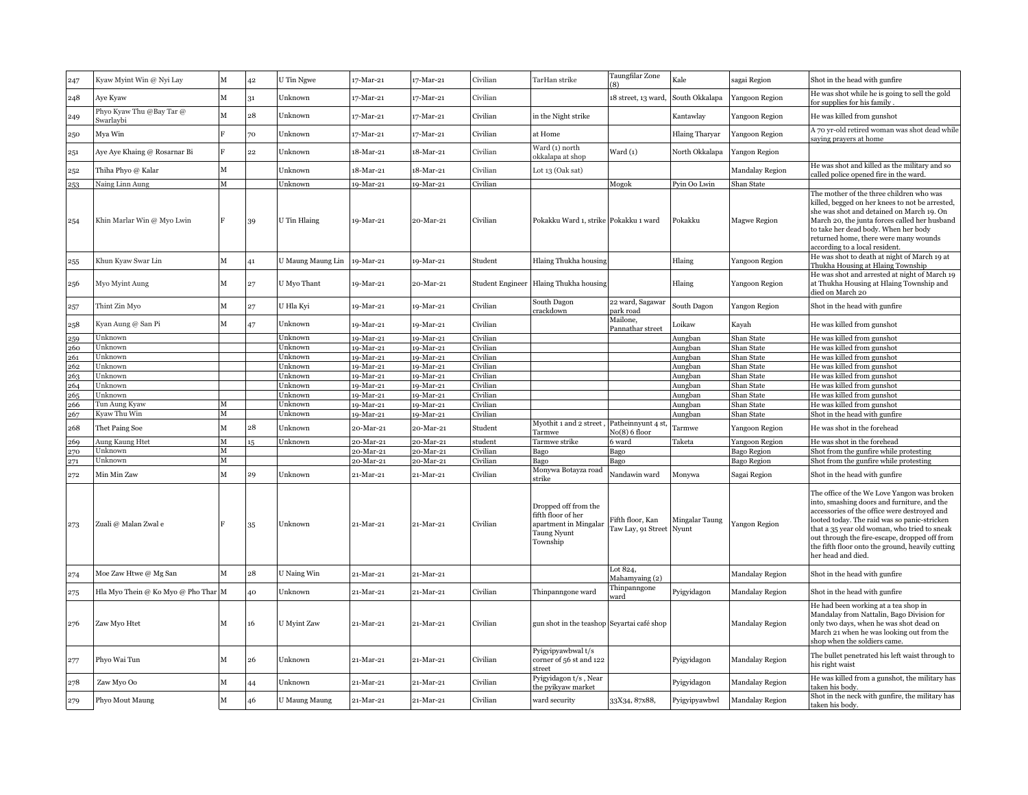| | | | | | | | | | | | | |
|---|---|---|---|---|---|---|---|---|---|---|---|---|
| 247 | Kyaw Myint Win @ Nyi Lay | M | 42 | U Tin Ngwe | 17-Mar-21 | 17-Mar-21 | Civilian | TarHan strike | Taungfilar Zone (8) | Kale | sagai Region | Shot in the head with gunfire |
| 248 | Aye Kyaw | M | 31 | Unknown | 17-Mar-21 | 17-Mar-21 | Civilian | | 18 street, 13 ward, | South Okkalapa | Yangoon Region | He was shot while he is going to sell the gold for supplies for his family . |
| 249 | Phyo Kyaw Thu @Bay Tar @ Swarlaybi | M | 28 | Unknown | 17-Mar-21 | 17-Mar-21 | Civilian | in the Night strike | | Kantawlay | Yangoon Region | He was killed from gunshot |
| 250 | Mya Win | F | 70 | Unknown | 17-Mar-21 | 17-Mar-21 | Civilian | at Home | | Hlaing Tharyar | Yangoon Region | A 70 yr-old retired woman was shot dead while saying prayers at home |
| 251 | Aye Aye Khaing @ Rosarnar Bi | F | 22 | Unknown | 18-Mar-21 | 18-Mar-21 | Civilian | Ward (1) north okkalapa at shop | Ward (1) | North Okkalapa | Yangon Region | |
| 252 | Thiha Phyo @ Kalar | M | | Unknown | 18-Mar-21 | 18-Mar-21 | Civilian | Lot 13 (Oak sat) | | | Mandalay Region | He was shot and killed as the military and so called police opened fire in the ward. |
| 253 | Naing Linn Aung | M | | Unknown | 19-Mar-21 | 19-Mar-21 | Civilian | | Mogok | Pyin Oo Lwin | Shan State | |
| 254 | Khin Marlar Win @ Myo Lwin | F | 39 | U Tin Hlaing | 19-Mar-21 | 20-Mar-21 | Civilian | Pokakku Ward 1, strike | Pokakku 1 ward | Pokakku | Magwe Region | The mother of the three children who was killed, begged on her knees to not be arrested, she was shot and detained on March 19. On March 20, the junta forces called her husband to take her dead body. When her body returned home, there were many wounds according to a local resident. |
| 255 | Khun Kyaw Swar Lin | M | 41 | U Maung Maung Lin | 19-Mar-21 | 19-Mar-21 | Student | Hlaing Thukha housing | | Hlaing | Yangoon Region | He was shot to death at night of March 19 at Thukha Housing at Hlaing Township |
| 256 | Myo Myint Aung | M | 27 | U Myo Thant | 19-Mar-21 | 20-Mar-21 | Student Engineer | Hlaing Thukha housing | | Hlaing | Yangoon Region | He was shot and arrested at night of March 19 at Thukha Housing at Hlaing Township and died on March 20 |
| 257 | Thint Zin Myo | M | 27 | U Hla Kyi | 19-Mar-21 | 19-Mar-21 | Civilian | South Dagon crackdown | 22 ward, Sagawar park road | South Dagon | Yangoon Region | Shot in the head with gunfire |
| 258 | Kyan Aung @ San Pi | M | 47 | Unknown | 19-Mar-21 | 19-Mar-21 | Civilian | | Mailone, Pannathar street | Loikaw | Kayah | He was killed from gunshot |
| 259 | Unknown | | | Unknown | 19-Mar-21 | 19-Mar-21 | Civilian | | | Aungban | Shan State | He was killed from gunshot |
| 260 | Unknown | | | Unknown | 19-Mar-21 | 19-Mar-21 | Civilian | | | Aungban | Shan State | He was killed from gunshot |
| 261 | Unknown | | | Unknown | 19-Mar-21 | 19-Mar-21 | Civilian | | | Aungban | Shan State | He was killed from gunshot |
| 262 | Unknown | | | Unknown | 19-Mar-21 | 19-Mar-21 | Civilian | | | Aungban | Shan State | He was killed from gunshot |
| 263 | Unknown | | | Unknown | 19-Mar-21 | 19-Mar-21 | Civilian | | | Aungban | Shan State | He was killed from gunshot |
| 264 | Unknown | | | Unknown | 19-Mar-21 | 19-Mar-21 | Civilian | | | Aungban | Shan State | He was killed from gunshot |
| 265 | Unknown | | | Unknown | 19-Mar-21 | 19-Mar-21 | Civilian | | | Aungban | Shan State | He was killed from gunshot |
| 266 | Tun Aung Kyaw | M | | Unknown | 19-Mar-21 | 19-Mar-21 | Civilian | | | Aungban | Shan State | He was killed from gunshot |
| 267 | Kyaw Thu Win | M | | Unknown | 19-Mar-21 | 19-Mar-21 | Civilian | | | Aungban | Shan State | Shot in the head with gunfire |
| 268 | Thet Paing Soe | M | 28 | Unknown | 20-Mar-21 | 20-Mar-21 | Student | Myothit 1 and 2 street , Tarmwe | Patheinnyunt 4 st, No(8) 6 floor | Tarmwe | Yangoon Region | He was shot in the forehead |
| 269 | Aung Kaung Htet | M | 15 | Unknown | 20-Mar-21 | 20-Mar-21 | student | Tarmwe strike | 6 ward | Taketa | Yangoon Region | He was shot in the forehead |
| 270 | Unknown | M | | | 20-Mar-21 | 20-Mar-21 | Civilian | Bago | Bago | | Bago Region | Shot from the gunfire while protesting |
| 271 | Unknown | M | | | 20-Mar-21 | 20-Mar-21 | Civilian | Bago | Bago | | Bago Region | Shot from the gunfire while protesting |
| 272 | Min Min Zaw | M | 29 | Unknown | 21-Mar-21 | 21-Mar-21 | Civilian | Monywa Botayza road strike | Nandawin ward | Monywa | Sagai Region | Shot in the head with gunfire |
| 273 | Zuali @ Malan Zwal e | F | 35 | Unknown | 21-Mar-21 | 21-Mar-21 | Civilian | Dropped off from the fifth floor of her apartment in Mingalar Taung Nyunt Township | Fifth floor, Kan Taw Lay, 91 Street | Mingalar Taung Nyunt | Yangon Region | The office of the We Love Yangon was broken into, smashing doors and furniture, and the accessories of the office were destroyed and looted today. The raid was so panic-stricken that a 35 year old woman, who tried to sneak out through the fire-escape, dropped off from the fifth floor onto the ground, heavily cutting her head and died. |
| 274 | Moe Zaw Htwe @ Mg San | M | 28 | U Naing Win | 21-Mar-21 | 21-Mar-21 | | | Lot 824, Mahamyaing (2) | | Mandalay Region | Shot in the head with gunfire |
| 275 | Hla Myo Thein @ Ko Myo @ Pho Thar | M | 40 | Unknown | 21-Mar-21 | 21-Mar-21 | Civilian | Thinpanngone ward | Thinpanngone ward | Pyigyidagon | Mandalay Region | Shot in the head with gunfire |
| 276 | Zaw Myo Htet | M | 16 | U Myint Zaw | 21-Mar-21 | 21-Mar-21 | Civilian | gun shot in the teashop | Seyartai café shop | | Mandalay Region | He had been working at a tea shop in Mandalay from Nattalin, Bago Division for only two days, when he was shot dead on March 21 when he was looking out from the shop when the soldiers came. |
| 277 | Phyo Wai Tun | M | 26 | Unknown | 21-Mar-21 | 21-Mar-21 | Civilian | Pyigyipyawbwal t/s corner of 56 st and 122 street | | Pyigyidagon | Mandalay Region | The bullet penetrated his left waist through to his right waist |
| 278 | Zaw Myo Oo | M | 44 | Unknown | 21-Mar-21 | 21-Mar-21 | Civilian | Pyigyidagon t/s , Near the pyikyaw market | | Pyigyidagon | Mandalay Region | He was killed from a gunshot, the military has taken his body. |
| 279 | Phyo Mout Maung | M | 46 | U Maung Maung | 21-Mar-21 | 21-Mar-21 | Civilian | ward security | 33X34, 87x88, | Pyigyipyawbwl | Mandalay Region | Shot in the neck with gunfire, the military has taken his body. |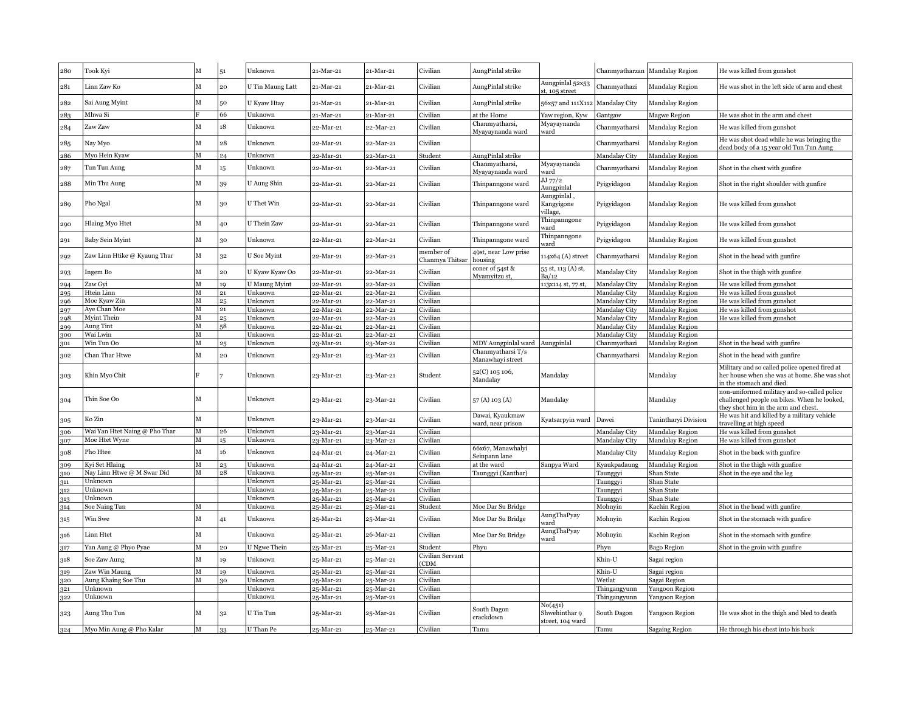| | | | | | | | | | | | |
|---|---|---|---|---|---|---|---|---|---|---|---|
| 280 | Took Kyi | M | 51 | Unknown | 21-Mar-21 | 21-Mar-21 | Civilian | AungPinlal strike | | Chanmyatharzan | Mandalay Region | He was killed from gunshot |
| 281 | Linn Zaw Ko | M | 20 | U Tin Maung Latt | 21-Mar-21 | 21-Mar-21 | Civilian | AungPinlal strike | Aungpinlal 52x53 st, 105 street | Chanmyathazi | Mandalay Region | He was shot in the left side of arm and chest |
| 282 | Sai Aung Myint | M | 50 | U Kyaw Htay | 21-Mar-21 | 21-Mar-21 | Civilian | AungPinlal strike | 56x57 and 111X112 | Mandalay City | Mandalay Region | |
| 283 | Mhwa Si | F | 66 | Unknown | 21-Mar-21 | 21-Mar-21 | Civilian | at the Home | Yaw region, Kyw | Gantgaw | Magwe Region | He was shot in the arm and chest |
| 284 | Zaw Zaw | M | 18 | Unknown | 22-Mar-21 | 22-Mar-21 | Civilian | Chanmyatharsi, Myayaynanda ward | Myayaynanda ward | Chanmyatharsi | Mandalay Region | He was killed from gunshot |
| 285 | Nay Myo | M | 28 | Unknown | 22-Mar-21 | 22-Mar-21 | Civilian | | | Chanmyatharsi | Mandalay Region | He was shot dead while he was bringing the dead body of a 15 year old Tun Tun Aung |
| 286 | Myo Hein Kyaw | M | 24 | Unknown | 22-Mar-21 | 22-Mar-21 | Student | AungPinlal strike | | Mandalay City | Mandalay Region | |
| 287 | Tun Tun Aung | M | 15 | Unknown | 22-Mar-21 | 22-Mar-21 | Civilian | Chanmyatharsi, Myayaynanda ward | Myayaynanda ward | Chanmyatharsi | Mandalay Region | Shot in the chest with gunfire |
| 288 | Min Thu Aung | M | 39 | U Aung Shin | 22-Mar-21 | 22-Mar-21 | Civilian | Thinpanngone ward | JJ 77/2 Aungpinlal | Pyigyidagon | Mandalay Region | Shot in the right shoulder with gunfire |
| 289 | Pho Ngal | M | 30 | U Thet Win | 22-Mar-21 | 22-Mar-21 | Civilian | Thinpanngone ward | Aungpinlal , Kangyigone village, | Pyigyidagon | Mandalay Region | He was killed from gunshot |
| 290 | Hlaing Myo Htet | M | 40 | U Thein Zaw | 22-Mar-21 | 22-Mar-21 | Civilian | Thinpanngone ward | Thinpanngone ward | Pyigyidagon | Mandalay Region | He was killed from gunshot |
| 291 | Baby Sein Myint | M | 30 | Unknown | 22-Mar-21 | 22-Mar-21 | Civilian | Thinpanngone ward | Thinpanngone ward | Pyigyidagon | Mandalay Region | He was killed from gunshot |
| 292 | Zaw Linn Htike @ Kyaung Thar | M | 32 | U Soe Myint | 22-Mar-21 | 22-Mar-21 | member of Chanmya Thitsar | 49st, near Low prise housing | 114x64 (A) street | Chanmyatharsi | Mandalay Region | Shot in the head with gunfire |
| 293 | Ingem Bo | M | 20 | U Kyaw Kyaw Oo | 22-Mar-21 | 22-Mar-21 | Civilian | coner of 54st & Myamyitzu st, | 55 st, 113 (A) st, Ba/12 | Mandalay City | Mandalay Region | Shot in the thigh with gunfire |
| 294 | Zaw Gyi | M | 19 | U Maung Myint | 22-Mar-21 | 22-Mar-21 | Civilian | | 113x114 st, 77 st, | Mandalay City | Mandalay Region | He was killed from gunshot |
| 295 | Htein Linn | M | 21 | Unknown | 22-Mar-21 | 22-Mar-21 | Civilian | | | Mandalay City | Mandalay Region | He was killed from gunshot |
| 296 | Moe Kyaw Zin | M | 25 | Unknown | 22-Mar-21 | 22-Mar-21 | Civilian | | | Mandalay City | Mandalay Region | He was killed from gunshot |
| 297 | Aye Chan Moe | M | 21 | Unknown | 22-Mar-21 | 22-Mar-21 | Civilian | | | Mandalay City | Mandalay Region | He was killed from gunshot |
| 298 | Myint Thein | M | 25 | Unknown | 22-Mar-21 | 22-Mar-21 | Civilian | | | Mandalay City | Mandalay Region | He was killed from gunshot |
| 299 | Aung Tint | M | 58 | Unknown | 22-Mar-21 | 22-Mar-21 | Civilian | | | Mandalay City | Mandalay Region | |
| 300 | Wai Lwin | M | | Unknown | 22-Mar-21 | 22-Mar-21 | Civilian | | | Mandalay City | Mandalay Region | |
| 301 | Win Tun Oo | M | 25 | Unknown | 23-Mar-21 | 23-Mar-21 | Civilian | MDY Aungpinlal ward | Aungpinlal | Chanmyathazi | Mandalay Region | Shot in the head with gunfire |
| 302 | Chan Thar Htwe | M | 20 | Unknown | 23-Mar-21 | 23-Mar-21 | Civilian | Chanmyatharsi T/s Manawhayi street | | Chanmyatharsi | Mandalay Region | Shot in the head with gunfire |
| 303 | Khin Myo Chit | F | 7 | Unknown | 23-Mar-21 | 23-Mar-21 | Student | 52(C) 105 106, Mandalay | Mandalay | | Mandalay | Military and so called police opened fired at her house when she was at home. She was shot in the stomach and died. |
| 304 | Thin Soe Oo | M | | Unknown | 23-Mar-21 | 23-Mar-21 | Civilian | 57 (A) 103 (A) | Mandalay | | Mandalay | non-uniformed military and so-called police challenged people on bikes. When he looked, they shot him in the arm and chest. |
| 305 | Ko Zin | M | | Unknown | 23-Mar-21 | 23-Mar-21 | Civilian | Dawai, Kyaukmaw ward, near prison | Kyatsarpyin ward | Dawei | Tanintharyi Division | He was hit and killed by a military vehicle travelling at high speed |
| 306 | Wai Yan Htet Naing @ Pho Thar | M | 26 | Unknown | 23-Mar-21 | 23-Mar-21 | Civilian | | | Mandalay City | Mandalay Region | He was killed from gunshot |
| 307 | Moe Htet Wyne | M | 15 | Unknown | 23-Mar-21 | 23-Mar-21 | Civilian | | | Mandalay City | Mandalay Region | He was killed from gunshot |
| 308 | Pho Htee | M | 16 | Unknown | 24-Mar-21 | 24-Mar-21 | Civilian | 66x67, Manawhalyi Seinpann lane | | Mandalay City | Mandalay Region | Shot in the back with gunfire |
| 309 | Kyi Set Hlaing | M | 23 | Unknown | 24-Mar-21 | 24-Mar-21 | Civilian | at the ward | Sanpya Ward | Kyaukpadaung | Mandalay Region | Shot in the thigh with gunfire |
| 310 | Nay Linn Htwe @ M Swar Did | M | 28 | Unknown | 25-Mar-21 | 25-Mar-21 | Civilian | Taunggyi (Kanthar) | | Taunggyi | Shan State | Shot in the eye and the leg |
| 311 | Unknown | | | Unknown | 25-Mar-21 | 25-Mar-21 | Civilian | | | Taunggyi | Shan State | |
| 312 | Unknown | | | Unknown | 25-Mar-21 | 25-Mar-21 | Civilian | | | Taunggyi | Shan State | |
| 313 | Unknown | | | Unknown | 25-Mar-21 | 25-Mar-21 | Civilian | | | Taunggyi | Shan State | |
| 314 | Soe Naing Tun | M | | Unknown | 25-Mar-21 | 25-Mar-21 | Student | Moe Dar Su Bridge | | Mohnyin | Kachin Region | Shot in the head with gunfire |
| 315 | Win Swe | M | 41 | Unknown | 25-Mar-21 | 25-Mar-21 | Civilian | Moe Dar Su Bridge | AungThaPyay ward | Mohnyin | Kachin Region | Shot in the stomach with gunfire |
| 316 | Linn Htet | M | | Unknown | 25-Mar-21 | 26-Mar-21 | Civilian | Moe Dar Su Bridge | AungThaPyay ward | Mohnyin | Kachin Region | Shot in the stomach with gunfire |
| 317 | Yan Aung @ Phyo Pyae | M | 20 | U Ngwe Thein | 25-Mar-21 | 25-Mar-21 | Student | Phyu | | Phyu | Bago Region | Shot in the groin with gunfire |
| 318 | Soe Zaw Aung | M | 19 | Unknown | 25-Mar-21 | 25-Mar-21 | Civilian Servant (CDM | | | Khin-U | Sagai region | |
| 319 | Zaw Win Maung | M | 19 | Unknown | 25-Mar-21 | 25-Mar-21 | Civilian | | | Khin-U | Sagai region | |
| 320 | Aung Khaing Soe Thu | M | 30 | Unknown | 25-Mar-21 | 25-Mar-21 | Civilian | | | Wetlat | Sagai Region | |
| 321 | Unknown | | | Unknown | 25-Mar-21 | 25-Mar-21 | Civilian | | | Thingangyunn | Yangoon Region | |
| 322 | Unknown | | | Unknown | 25-Mar-21 | 25-Mar-21 | Civilian | | | Thingangyunn | Yangoon Region | |
| 323 | Aung Thu Tun | M | 32 | U Tin Tun | 25-Mar-21 | 25-Mar-21 | Civilian | South Dagon crackdown | No(451) Shwehinthar 9 street, 104 ward | South Dagon | Yangoon Region | He was shot in the thigh and bled to death |
| 324 | Myo Min Aung @ Pho Kalar | M | 33 | U Than Pe | 25-Mar-21 | 25-Mar-21 | Civilian | Tamu | | Tamu | Sagaing Region | He through his chest into his back |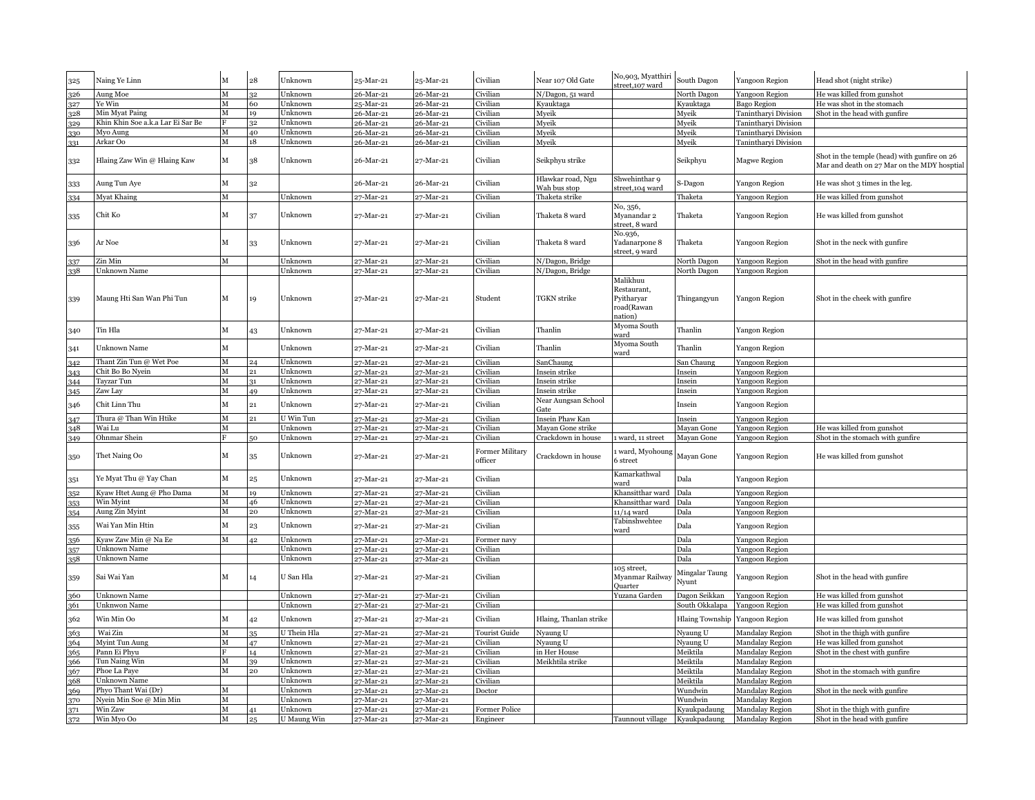| | | | | | | | | | | | | |
|---|---|---|---|---|---|---|---|---|---|---|---|---|
| 325 | Naing Ye Linn | M | 28 | Unknown | 25-Mar-21 | 25-Mar-21 | Civilian | Near 107 Old Gate | No,903, Myatthiri street,107 ward | South Dagon | Yangoon Region | Head shot (night strike) |
| 326 | Aung Moe | M | 32 | Unknown | 26-Mar-21 | 26-Mar-21 | Civilian | N/Dagon, 51 ward | | North Dagon | Yangoon Region | He was killed from gunshot |
| 327 | Ye Win | M | 60 | Unknown | 25-Mar-21 | 26-Mar-21 | Civilian | Kyauktaga | | Kyauktaga | Bago Region | He was shot in the stomach |
| 328 | Min Myat Paing | M | 19 | Unknown | 26-Mar-21 | 26-Mar-21 | Civilian | Myeik | | Myeik | Tanintharyi Division | Shot in the head with gunfire |
| 329 | Khin Khin Soe a.k.a Lar Ei Sar Be | F | 32 | Unknown | 26-Mar-21 | 26-Mar-21 | Civilian | Myeik | | Myeik | Tanintharyi Division | |
| 330 | Myo Aung | M | 40 | Unknown | 26-Mar-21 | 26-Mar-21 | Civilian | Myeik | | Myeik | Tanintharyi Division | |
| 331 | Arkar Oo | M | 18 | Unknown | 26-Mar-21 | 26-Mar-21 | Civilian | Myeik | | Myeik | Tanintharyi Division | |
| 332 | Hlaing Zaw Win @ Hlaing Kaw | M | 38 | Unknown | 26-Mar-21 | 27-Mar-21 | Civilian | Seikphyu strike | | Seikphyu | Magwe Region | Shot in the temple (head) with gunfire on 26 Mar and death on 27 Mar on the MDY hosptial |
| 333 | Aung Tun Aye | M | 32 | | 26-Mar-21 | 26-Mar-21 | Civilian | Hlawkar road, Ngu Wah bus stop | Shwehinthar 9 street,104 ward | S-Dagon | Yangon Region | He was shot 3 times in the leg. |
| 334 | Myat Khaing | M | | Unknown | 27-Mar-21 | 27-Mar-21 | Civilian | Thaketa strike | | Thaketa | Yangoon Region | He was killed from gunshot |
| 335 | Chit Ko | M | 37 | Unknown | 27-Mar-21 | 27-Mar-21 | Civilian | Thaketa 8 ward | No, 356, Myanandar 2 street, 8 ward | Thaketa | Yangoon Region | He was killed from gunshot |
| 336 | Ar Noe | M | 33 | Unknown | 27-Mar-21 | 27-Mar-21 | Civilian | Thaketa 8 ward | No.936, Yadanarpone 8 street, 9 ward | Thaketa | Yangoon Region | Shot in the neck with gunfire |
| 337 | Zin Min | M | | Unknown | 27-Mar-21 | 27-Mar-21 | Civilian | N/Dagon, Bridge | | North Dagon | Yangoon Region | Shot in the head with gunfire |
| 338 | Unknown Name | | | Unknown | 27-Mar-21 | 27-Mar-21 | Civilian | N/Dagon, Bridge | | North Dagon | Yangoon Region | |
| 339 | Maung Hti San Wan Phi Tun | M | 19 | Unknown | 27-Mar-21 | 27-Mar-21 | Student | TGKN strike | Malikhuu Restaurant, Pyitharyar road(Rawan nation) | Thingangyun | Yangon Region | Shot in the cheek with gunfire |
| 340 | Tin Hla | M | 43 | Unknown | 27-Mar-21 | 27-Mar-21 | Civilian | Thanlin | Myoma South ward | Thanlin | Yangon Region | |
| 341 | Unknown Name | M | | Unknown | 27-Mar-21 | 27-Mar-21 | Civilian | Thanlin | Myoma South ward | Thanlin | Yangon Region | |
| 342 | Thant Zin Tun @ Wet Poe | M | 24 | Unknown | 27-Mar-21 | 27-Mar-21 | Civilian | SanChaung | | San Chaung | Yangoon Region | |
| 343 | Chit Bo Bo Nyein | M | 21 | Unknown | 27-Mar-21 | 27-Mar-21 | Civilian | Insein strike | | Insein | Yangoon Region | |
| 344 | Tayzar Tun | M | 31 | Unknown | 27-Mar-21 | 27-Mar-21 | Civilian | Insein strike | | Insein | Yangoon Region | |
| 345 | Zaw Lay | M | 49 | Unknown | 27-Mar-21 | 27-Mar-21 | Civilian | Insein strike | | Insein | Yangoon Region | |
| 346 | Chit Linn Thu | M | 21 | Unknown | 27-Mar-21 | 27-Mar-21 | Civilian | Near Aungsan School Gate | | Insein | Yangoon Region | |
| 347 | Thura @ Than Win Htike | M | 21 | U Win Tun | 27-Mar-21 | 27-Mar-21 | Civilian | Insein Phaw Kan | | Insein | Yangoon Region | |
| 348 | Wai Lu | M | | Unknown | 27-Mar-21 | 27-Mar-21 | Civilian | Mayan Gone strike | | Mayan Gone | Yangoon Region | He was killed from gunshot |
| 349 | Ohnmar Shein | F | 50 | Unknown | 27-Mar-21 | 27-Mar-21 | Civilian | Crackdown in house | 1 ward, 11 street | Mayan Gone | Yangoon Region | Shot in the stomach with gunfire |
| 350 | Thet Naing Oo | M | 35 | Unknown | 27-Mar-21 | 27-Mar-21 | Former Military officer | Crackdown in house | 1 ward, Myohoung 6 street | Mayan Gone | Yangoon Region | He was killed from gunshot |
| 351 | Ye Myat Thu @ Yay Chan | M | 25 | Unknown | 27-Mar-21 | 27-Mar-21 | Civilian | | Kamarkathwal ward | Dala | Yangoon Region | |
| 352 | Kyaw Htet Aung @ Pho Dama | M | 19 | Unknown | 27-Mar-21 | 27-Mar-21 | Civilian | | Khansitthar ward | Dala | Yangoon Region | |
| 353 | Win Myint | M | 46 | Unknown | 27-Mar-21 | 27-Mar-21 | Civilian | | Khansitthar ward | Dala | Yangoon Region | |
| 354 | Aung Zin Myint | M | 20 | Unknown | 27-Mar-21 | 27-Mar-21 | Civilian | | 11/14 ward | Dala | Yangoon Region | |
| 355 | Wai Yan Min Htin | M | 23 | Unknown | 27-Mar-21 | 27-Mar-21 | Civilian | | Tabinshwehtee ward | Dala | Yangoon Region | |
| 356 | Kyaw Zaw Min @ Na Ee | M | 42 | Unknown | 27-Mar-21 | 27-Mar-21 | Former navy | | | Dala | Yangoon Region | |
| 357 | Unknown Name | | | Unknown | 27-Mar-21 | 27-Mar-21 | Civilian | | | Dala | Yangoon Region | |
| 358 | Unknown Name | | | Unknown | 27-Mar-21 | 27-Mar-21 | Civilian | | | Dala | Yangoon Region | |
| 359 | Sai Wai Yan | M | 14 | U San Hla | 27-Mar-21 | 27-Mar-21 | Civilian | | 105 street, Myanmar Railway Quarter | Mingalar Taung Nyunt | Yangoon Region | Shot in the head with gunfire |
| 360 | Unknown Name | | | Unknown | 27-Mar-21 | 27-Mar-21 | Civilian | | Yuzana Garden | Dagon Seikkan | Yangoon Region | He was killed from gunshot |
| 361 | Unknwon Name | | | Unknown | 27-Mar-21 | 27-Mar-21 | Civilian | | | South Okkalapa | Yangoon Region | He was killed from gunshot |
| 362 | Win Min Oo | M | 42 | Unknown | 27-Mar-21 | 27-Mar-21 | Civilian | Hlaing, Thanlan strike | | Hlaing Township | Yangoon Region | He was killed from gunshot |
| 363 | Wai Zin | M | 35 | U Thein Hla | 27-Mar-21 | 27-Mar-21 | Tourist Guide | Nyaung U | | Nyaung U | Mandalay Region | Shot in the thigh with gunfire |
| 364 | Myint Tun Aung | M | 47 | Unknown | 27-Mar-21 | 27-Mar-21 | Civilian | Nyaung U | | Nyaung U | Mandalay Region | He was killed from gunshot |
| 365 | Pann Ei Phyu | F | 14 | Unknown | 27-Mar-21 | 27-Mar-21 | Civilian | in Her House | | Meiktila | Mandalay Region | Shot in the chest with gunfire |
| 366 | Tun Naing Win | M | 39 | Unknown | 27-Mar-21 | 27-Mar-21 | Civilian | Meikhtila strike | | Meiktila | Mandalay Region | |
| 367 | Phoe La Paye | M | 20 | Unknown | 27-Mar-21 | 27-Mar-21 | Civilian | | | Meiktila | Mandalay Region | Shot in the stomach with gunfire |
| 368 | Unknown Name | | | Unknown | 27-Mar-21 | 27-Mar-21 | Civilian | | | Meiktila | Mandalay Region | |
| 369 | Phyo Thant Wai (Dr) | M | | Unknown | 27-Mar-21 | 27-Mar-21 | Doctor | | | Wundwin | Mandalay Region | Shot in the neck with gunfire |
| 370 | Nyein Min Soe @ Min Min | M | | Unknown | 27-Mar-21 | 27-Mar-21 | | | | Wundwin | Mandalay Region | |
| 371 | Win Zaw | M | 41 | Unknown | 27-Mar-21 | 27-Mar-21 | Former Police | | | Kyaukpadaung | Mandalay Region | Shot in the thigh with gunfire |
| 372 | Win Myo Oo | M | 25 | U Maung Win | 27-Mar-21 | 27-Mar-21 | Engineer | | Taunnout village | Kyaukpadaung | Mandalay Region | Shot in the head with gunfire |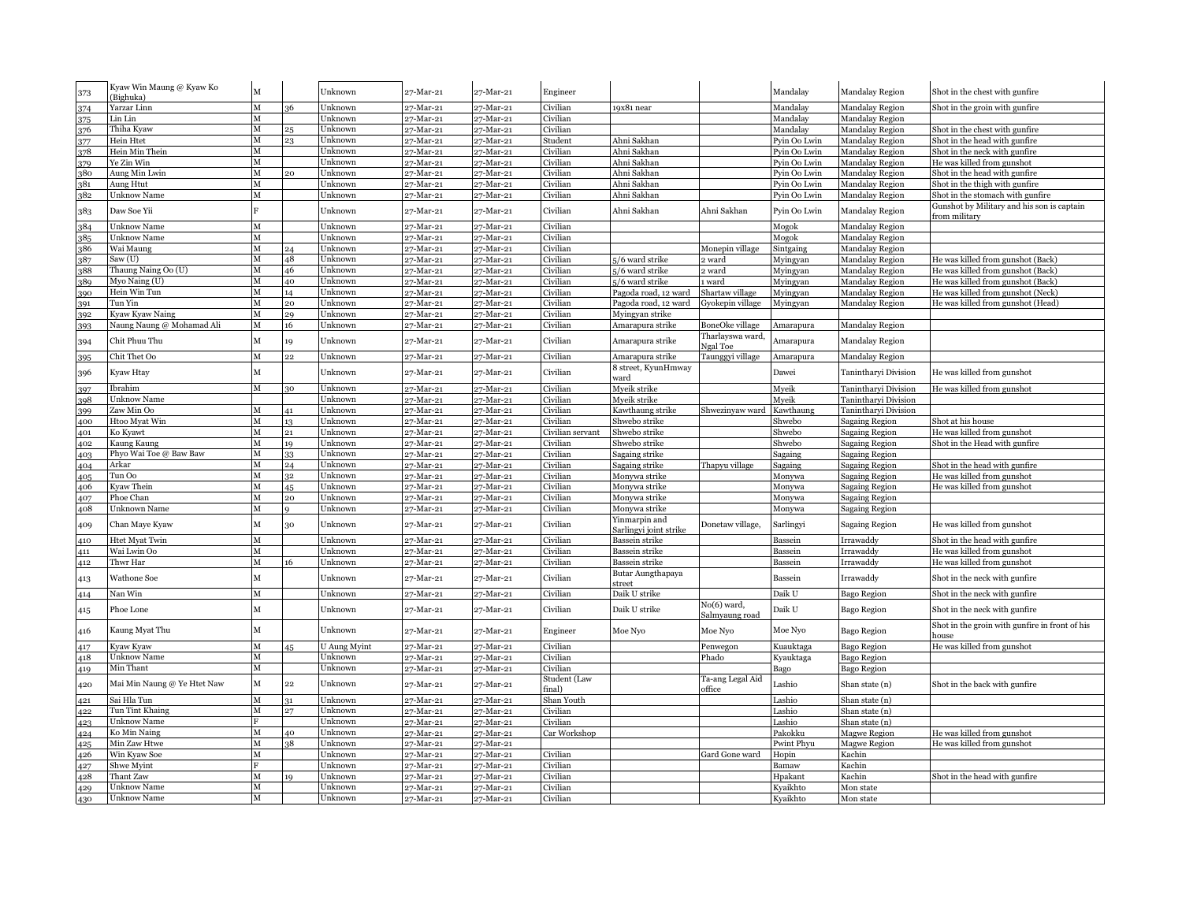| | | | | | | | | | | | | |
|---|---|---|---|---|---|---|---|---|---|---|---|---|
| 373 | Kyaw Win Maung @ Kyaw Ko (Bighuka) | M | | Unknown | 27-Mar-21 | 27-Mar-21 | Engineer | | | Mandalay | Mandalay Region | Shot in the chest with gunfire |
| 374 | Yarzar Linn | M | 36 | Unknown | 27-Mar-21 | 27-Mar-21 | Civilian | 19x81 near | | Mandalay | Mandalay Region | Shot in the groin with gunfire |
| 375 | Lin Lin | M | | Unknown | 27-Mar-21 | 27-Mar-21 | Civilian | | | Mandalay | Mandalay Region | |
| 376 | Thiha Kyaw | M | 25 | Unknown | 27-Mar-21 | 27-Mar-21 | Civilian | | | Mandalay | Mandalay Region | Shot in the chest with gunfire |
| 377 | Hein Htet | M | 23 | Unknown | 27-Mar-21 | 27-Mar-21 | Student | Ahni Sakhan | | Pyin Oo Lwin | Mandalay Region | Shot in the head with gunfire |
| 378 | Hein Min Thein | M | | Unknown | 27-Mar-21 | 27-Mar-21 | Civilian | Ahni Sakhan | | Pyin Oo Lwin | Mandalay Region | Shot in the neck with gunfire |
| 379 | Ye Zin Win | M | | Unknown | 27-Mar-21 | 27-Mar-21 | Civilian | Ahni Sakhan | | Pyin Oo Lwin | Mandalay Region | He was killed from gunshot |
| 380 | Aung Min Lwin | M | 20 | Unknown | 27-Mar-21 | 27-Mar-21 | Civilian | Ahni Sakhan | | Pyin Oo Lwin | Mandalay Region | Shot in the head with gunfire |
| 381 | Aung Htut | M | | Unknown | 27-Mar-21 | 27-Mar-21 | Civilian | Ahni Sakhan | | Pyin Oo Lwin | Mandalay Region | Shot in the thigh with gunfire |
| 382 | Unknow Name | M | | Unknown | 27-Mar-21 | 27-Mar-21 | Civilian | Ahni Sakhan | | Pyin Oo Lwin | Mandalay Region | Shot in the stomach with gunfire |
| 383 | Daw Soe Yii | F | | Unknown | 27-Mar-21 | 27-Mar-21 | Civilian | Ahni Sakhan | Ahni Sakhan | Pyin Oo Lwin | Mandalay Region | Gunshot by Military and his son is captain from military |
| 384 | Unknow Name | M | | Unknown | 27-Mar-21 | 27-Mar-21 | Civilian | | | Mogok | Mandalay Region | |
| 385 | Unknow Name | M | | Unknown | 27-Mar-21 | 27-Mar-21 | Civilian | | | Mogok | Mandalay Region | |
| 386 | Wai Maung | M | 24 | Unknown | 27-Mar-21 | 27-Mar-21 | Civilian | | Monepin village | Sintgaing | Mandalay Region | |
| 387 | Saw (U) | M | 48 | Unknown | 27-Mar-21 | 27-Mar-21 | Civilian | 5/6 ward strike | 2 ward | Myingyan | Mandalay Region | He was killed from gunshot (Back) |
| 388 | Thaung Naing Oo (U) | M | 46 | Unknown | 27-Mar-21 | 27-Mar-21 | Civilian | 5/6 ward strike | 2 ward | Myingyan | Mandalay Region | He was killed from gunshot (Back) |
| 389 | Myo Naing (U) | M | 40 | Unknown | 27-Mar-21 | 27-Mar-21 | Civilian | 5/6 ward strike | 1 ward | Myingyan | Mandalay Region | He was killed from gunshot (Back) |
| 390 | Hein Win Tun | M | 14 | Unknown | 27-Mar-21 | 27-Mar-21 | Civilian | Pagoda road, 12 ward | Shartaw village | Myingyan | Mandalay Region | He was killed from gunshot (Neck) |
| 391 | Tun Yin | M | 20 | Unknown | 27-Mar-21 | 27-Mar-21 | Civilian | Pagoda road, 12 ward | Gyokepin village | Myingyan | Mandalay Region | He was killed from gunshot (Head) |
| 392 | Kyaw Kyaw Naing | M | 29 | Unknown | 27-Mar-21 | 27-Mar-21 | Civilian | Myingyan strike | | | | |
| 393 | Naung Naung @ Mohamad Ali | M | 16 | Unknown | 27-Mar-21 | 27-Mar-21 | Civilian | Amarapura strike | BoneOke village | Amarapura | Mandalay Region | |
| 394 | Chit Phuu Thu | M | 19 | Unknown | 27-Mar-21 | 27-Mar-21 | Civilian | Amarapura strike | Tharlayswa ward, Ngal Toe | Amarapura | Mandalay Region | |
| 395 | Chit Thet Oo | M | 22 | Unknown | 27-Mar-21 | 27-Mar-21 | Civilian | Amarapura strike | Taunggyi village | Amarapura | Mandalay Region | |
| 396 | Kyaw Htay | M | | Unknown | 27-Mar-21 | 27-Mar-21 | Civilian | 8 street, KyunHmway ward | | Dawei | Tanintharyi Division | He was killed from gunshot |
| 397 | Ibrahim | M | 30 | Unknown | 27-Mar-21 | 27-Mar-21 | Civilian | Myeik strike | | Myeik | Tanintharyi Division | He was killed from gunshot |
| 398 | Unknow Name | | | Unknown | 27-Mar-21 | 27-Mar-21 | Civilian | Myeik strike | | Myeik | Tanintharyi Division | |
| 399 | Zaw Min Oo | M | 41 | Unknown | 27-Mar-21 | 27-Mar-21 | Civilian | Kawthaung strike | Shwezinyaw ward | Kawthaung | Tanintharyi Division | |
| 400 | Htoo Myat Win | M | 13 | Unknown | 27-Mar-21 | 27-Mar-21 | Civilian | Shwebo strike | | Shwebo | Sagaing Region | Shot at his house |
| 401 | Ko Kyawt | M | 21 | Unknown | 27-Mar-21 | 27-Mar-21 | Civilian servant | Shwebo strike | | Shwebo | Sagaing Region | He was killed from gunshot |
| 402 | Kaung Kaung | M | 19 | Unknown | 27-Mar-21 | 27-Mar-21 | Civilian | Shwebo strike | | Shwebo | Sagaing Region | Shot in the Head with gunfire |
| 403 | Phyo Wai Toe @ Baw Baw | M | 33 | Unknown | 27-Mar-21 | 27-Mar-21 | Civilian | Sagaing strike | | Sagaing | Sagaing Region | |
| 404 | Arkar | M | 24 | Unknown | 27-Mar-21 | 27-Mar-21 | Civilian | Sagaing strike | Thapyu village | Sagaing | Sagaing Region | Shot in the head with gunfire |
| 405 | Tun Oo | M | 32 | Unknown | 27-Mar-21 | 27-Mar-21 | Civilian | Monywa strike | | Monywa | Sagaing Region | He was killed from gunshot |
| 406 | Kyaw Thein | M | 45 | Unknown | 27-Mar-21 | 27-Mar-21 | Civilian | Monywa strike | | Monywa | Sagaing Region | He was killed from gunshot |
| 407 | Phoe Chan | M | 20 | Unknown | 27-Mar-21 | 27-Mar-21 | Civilian | Monywa strike | | Monywa | Sagaing Region | |
| 408 | Unknown Name | M | 9 | Unknown | 27-Mar-21 | 27-Mar-21 | Civilian | Monywa strike | | Monywa | Sagaing Region | |
| 409 | Chan Maye Kyaw | M | 30 | Unknown | 27-Mar-21 | 27-Mar-21 | Civilian | Yinmarpin and Sarlingyi joint strike | Donetaw village, | Sarlingyi | Sagaing Region | He was killed from gunshot |
| 410 | Htet Myat Twin | M | | Unknown | 27-Mar-21 | 27-Mar-21 | Civilian | Bassein strike | | Bassein | Irrawaddy | Shot in the head with gunfire |
| 411 | Wai Lwin Oo | M | | Unknown | 27-Mar-21 | 27-Mar-21 | Civilian | Bassein strike | | Bassein | Irrawaddy | He was killed from gunshot |
| 412 | Thwr Har | M | 16 | Unknown | 27-Mar-21 | 27-Mar-21 | Civilian | Bassein strike | | Bassein | Irrawaddy | He was killed from gunshot |
| 413 | Wathone Soe | M | | Unknown | 27-Mar-21 | 27-Mar-21 | Civilian | Butar Aungthapaya street | | Bassein | Irrawaddy | Shot in the neck with gunfire |
| 414 | Nan Win | M | | Unknown | 27-Mar-21 | 27-Mar-21 | Civilian | Daik U strike | | Daik U | Bago Region | Shot in the neck with gunfire |
| 415 | Phoe Lone | M | | Unknown | 27-Mar-21 | 27-Mar-21 | Civilian | Daik U strike | No(6) ward, Salmyaung road | Daik U | Bago Region | Shot in the neck with gunfire |
| 416 | Kaung Myat Thu | M | | Unknown | 27-Mar-21 | 27-Mar-21 | Engineer | Moe Nyo | Moe Nyo | Moe Nyo | Bago Region | Shot in the groin with gunfire in front of his house |
| 417 | Kyaw Kyaw | M | 45 | U Aung Myint | 27-Mar-21 | 27-Mar-21 | Civilian | | Penwegon | Kuauktaga | Bago Region | He was killed from gunshot |
| 418 | Unknow Name | M | | Unknown | 27-Mar-21 | 27-Mar-21 | Civilian | | Phado | Kyauktaga | Bago Region | |
| 419 | Min Thant | M | | Unknown | 27-Mar-21 | 27-Mar-21 | Civilian | | | Bago | Bago Region | |
| 420 | Mai Min Naung @ Ye Htet Naw | M | 22 | Unknown | 27-Mar-21 | 27-Mar-21 | Student (Law final) | | Ta-ang Legal Aid office | Lashio | Shan state (n) | Shot in the back with gunfire |
| 421 | Sai Hla Tun | M | 31 | Unknown | 27-Mar-21 | 27-Mar-21 | Shan Youth | | | Lashio | Shan state (n) | |
| 422 | Tun Tint Khaing | M | 27 | Unknown | 27-Mar-21 | 27-Mar-21 | Civilian | | | Lashio | Shan state (n) | |
| 423 | Unknow Name | F | | Unknown | 27-Mar-21 | 27-Mar-21 | Civilian | | | Lashio | Shan state (n) | |
| 424 | Ko Min Naing | M | 40 | Unknown | 27-Mar-21 | 27-Mar-21 | Car Workshop | | | Pakokku | Magwe Region | He was killed from gunshot |
| 425 | Min Zaw Htwe | M | 38 | Unknown | 27-Mar-21 | 27-Mar-21 | | | | Pwint Phyu | Magwe Region | He was killed from gunshot |
| 426 | Win Kyaw Soe | M | | Unknown | 27-Mar-21 | 27-Mar-21 | Civilian | | Gard Gone ward | Hopin | Kachin | |
| 427 | Shwe Myint | F | | Unknown | 27-Mar-21 | 27-Mar-21 | Civilian | | | Bamaw | Kachin | |
| 428 | Thant Zaw | M | 19 | Unknown | 27-Mar-21 | 27-Mar-21 | Civilian | | | Hpakant | Kachin | Shot in the head with gunfire |
| 429 | Unknow Name | M | | Unknown | 27-Mar-21 | 27-Mar-21 | Civilian | | | Kyaikhto | Mon state | |
| 430 | Unknow Name | M | | Unknown | 27-Mar-21 | 27-Mar-21 | Civilian | | | Kyaikhto | Mon state | |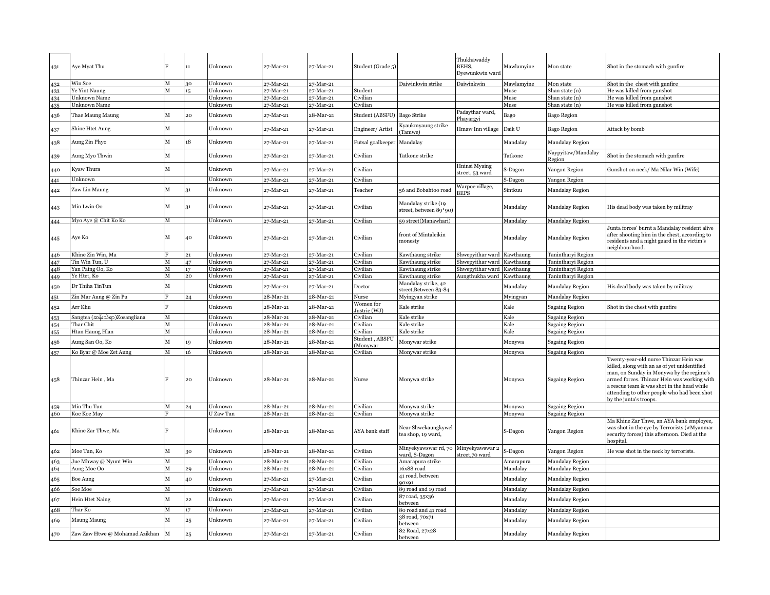| | | | | | | | | | | | | |
|---|---|---|---|---|---|---|---|---|---|---|---|---|
| 431 | Aye Myat Thu | F | 11 | Unknown | 27-Mar-21 | 27-Mar-21 | Student (Grade 5) | | Thukhawaddy BEHS, Dyewunkwin ward | Mawlamyine | Mon state | Shot in the stomach with gunfire |
| 432 | Win Soe | M | 30 | Unknown | 27-Mar-21 | 27-Mar-21 | | Daiwinkwin strike | Daiwinkwin | Mawlamyine | Mon state | Shot in the chest with gunfire |
| 433 | Ye Yint Naung | M | 15 | Unknown | 27-Mar-21 | 27-Mar-21 | Student | | | Muse | Shan state (n) | He was killed from gunshot |
| 434 | Unknown Name | | | Unknown | 27-Mar-21 | 27-Mar-21 | Civilian | | | Muse | Shan state (n) | He was killed from gunshot |
| 435 | Unknown Name | | | Unknown | 27-Mar-21 | 27-Mar-21 | Civilian | | | Muse | Shan state (n) | He was killed from gunshot |
| 436 | Thae Maung Maung | M | 20 | Unknown | 27-Mar-21 | 28-Mar-21 | Student (ABSFU) | Bago Strike | Padaythar ward, Phayargyi | Bago | Bago Region | |
| 437 | Shine Htet Aung | M | | Unknown | 27-Mar-21 | 27-Mar-21 | Engineer/ Artist | Kyaukmyaung strike (Tamwe) | Hmaw Inn village | Daik U | Bago Region | Attack by bomb |
| 438 | Aung Zin Phyo | M | 18 | Unknown | 27-Mar-21 | 27-Mar-21 | Futsal goalkeeper | Mandalay | | Mandalay | Mandalay Region | |
| 439 | Aung Myo Thwin | M | | Unknown | 27-Mar-21 | 27-Mar-21 | Civilian | Tatkone strike | | Tatkone | Naypyitaw/Mandalay Region | Shot in the stomach with gunfire |
| 440 | Kyaw Thura | M | | Unknown | 27-Mar-21 | 27-Mar-21 | Civilian | | Hninsi Myaing street, 53 ward | S-Dagon | Yangon Region | Gunshot on neck/ Ma Nilar Win (Wife) |
| 441 | Unknown | | | Unknown | 27-Mar-21 | 27-Mar-21 | Civilian | | | S-Dagon | Yangon Region | |
| 442 | Zaw Lin Maung | M | 31 | Unknown | 27-Mar-21 | 27-Mar-21 | Teacher | 56 and Bobahtoo road | Warpoe village, BEPS | Sintkuu | Mandalay Region | |
| 443 | Min Lwin Oo | M | 31 | Unknown | 27-Mar-21 | 27-Mar-21 | Civilian | Mandalay strike (19 street, between 89*90) | | Mandalay | Mandalay Region | His dead body was taken by militray |
| 444 | Myo Aye @ Chit Ko Ko | M | | Unknown | 27-Mar-21 | 27-Mar-21 | Civilian | 59 street(Manawhari) | | Mandalay | Mandalay Region | |
| 445 | Aye Ko | M | 40 | Unknown | 27-Mar-21 | 27-Mar-21 | Civilian | front of Mintaleikin monesty | | Mandalay | Mandalay Region | Junta forces' burnt a Mandalay resident alive after shooting him in the chest, according to residents and a night guard in the victim's neighbourhood. |
| 446 | Khine Zin Win, Ma | F | 21 | Unknown | 27-Mar-21 | 27-Mar-21 | Civilian | Kawthaung strike | Shwepyithar ward | Kawthaung | Tanintharyi Region | |
| 447 | Tin Win Tun, U | M | 47 | Unknown | 27-Mar-21 | 27-Mar-21 | Civilian | Kawthaung strike | Shwepyithar ward | Kawthaung | Tanintharyi Region | |
| 448 | Yan Paing Oo, Ko | M | 17 | Unknown | 27-Mar-21 | 27-Mar-21 | Civilian | Kawthaung strike | Shwepyithar ward | Kawthaung | Tanintharyi Region | |
| 449 | Ye Htet, Ko | M | 20 | Unknown | 27-Mar-21 | 27-Mar-21 | Civilian | Kawthaung strike | Aungthukha ward | Kawthaung | Tanintharyi Region | |
| 450 | Dr Thiha TinTun | M | | Unknown | 27-Mar-21 | 27-Mar-21 | Doctor | Mandalay strike, 42 street,Between 83-84 | | Mandalay | Mandalay Region | His dead body was taken by militray |
| 451 | Zin Mar Aung @ Zin Pu | F | 24 | Unknown | 28-Mar-21 | 28-Mar-21 | Nurse | Myingyan strike | | Myingyan | Mandalay Region | |
| 452 | Arr Khu | F | | Unknown | 28-Mar-21 | 28-Mar-21 | Women for Justric (WJ) | Kale strike | | Kale | Sagaing Region | Shot in the chest with gunfire |
| 453 | Sangtea (ဆန်းသဲရာ)Zosangliana | M | | Unknown | 28-Mar-21 | 28-Mar-21 | Civilian | Kale strike | | Kale | Sagaing Region | |
| 454 | Thar Chit | M | | Unknown | 28-Mar-21 | 28-Mar-21 | Civilian | Kale strike | | Kale | Sagaing Region | |
| 455 | Htan Haung Hlan | M | | Unknown | 28-Mar-21 | 28-Mar-21 | Civilian | Kale strike | | Kale | Sagaing Region | |
| 456 | Aung San Oo, Ko | M | 19 | Unknown | 28-Mar-21 | 28-Mar-21 | Student , ABSFU (Monywar | Monywar strike | | Monywa | Sagaing Region | |
| 457 | Ko Byar @ Moe Zet Aung | M | 16 | Unknown | 28-Mar-21 | 28-Mar-21 | Civilian | Monywar strike | | Monywa | Sagaing Region | |
| 458 | Thinzar Hein , Ma | F | 20 | Unknown | 28-Mar-21 | 28-Mar-21 | Nurse | Monywa strike | | Monywa | Sagaing Region | Twenty-year-old nurse Thinzar Hein was killed, along with an as of yet unidentified man, on Sunday in Monywa by the regime's armed forces. Thinzar Hein was working with a rescue team & was shot in the head while attending to other people who had been shot by the junta's troops. |
| 459 | Min Thu Tun | M | 24 | Unknown | 28-Mar-21 | 28-Mar-21 | Civilian | Monywa strike | | Monywa | Sagaing Region | |
| 460 | Koe Koe May | F | | U Zaw Tun | 28-Mar-21 | 28-Mar-21 | Civilian | Monywa strike | | Monywa | Sagaing Region | |
| 461 | Khine Zar Thwe, Ma | F | | Unknown | 28-Mar-21 | 28-Mar-21 | AYA bank staff | Near Shwekaungkywel tea shop, 19 ward, | | S-Dagon | Yangon Region | Ma Khine Zar Thwe, an AYA bank employee, was shot in the eye by Terrorists (#Myanmar security forces) this afternoon. Died at the hospital. |
| 462 | Moe Tun, Ko | M | 30 | Unknown | 28-Mar-21 | 28-Mar-21 | Civilian | Minyekyawswar rd, 70 ward, S-Dagon | Minyekyawswar 2 street,70 ward | S-Dagon | Yangon Region | He was shot in the neck by terrorists. |
| 463 | Jue Mhway @ Nyunt Win | M | | Unknown | 28-Mar-21 | 28-Mar-21 | Civilian | Amarapura strike | | Amarapura | Mandalay Region | |
| 464 | Aung Moe Oo | M | 29 | Unknown | 28-Mar-21 | 28-Mar-21 | Civilian | 16x88 road | | Mandalay | Mandalay Region | |
| 465 | Boe Aung | M | 40 | Unknown | 27-Mar-21 | 27-Mar-21 | Civilian | 41 road, between 90x91 | | Mandalay | Mandalay Region | |
| 466 | Soe Moe | M | | Unknown | 27-Mar-21 | 27-Mar-21 | Civilian | 89 road and 19 road | | Mandalay | Mandalay Region | |
| 467 | Hein Htet Naing | M | 22 | Unknown | 27-Mar-21 | 27-Mar-21 | Civilian | 87 road, 35x36 between | | Mandalay | Mandalay Region | |
| 468 | Thar Ko | M | 17 | Unknown | 27-Mar-21 | 27-Mar-21 | Civilian | 80 road and 41 road | | Mandalay | Mandalay Region | |
| 469 | Maung Maung | M | 25 | Unknown | 27-Mar-21 | 27-Mar-21 | Civilian | 38 road, 70x71 between | | Mandalay | Mandalay Region | |
| 470 | Zaw Zaw Htwe @ Mohamad Azikhan | M | 25 | Unknown | 27-Mar-21 | 27-Mar-21 | Civilian | 82 Road, 27x28 between | | Mandalay | Mandalay Region | |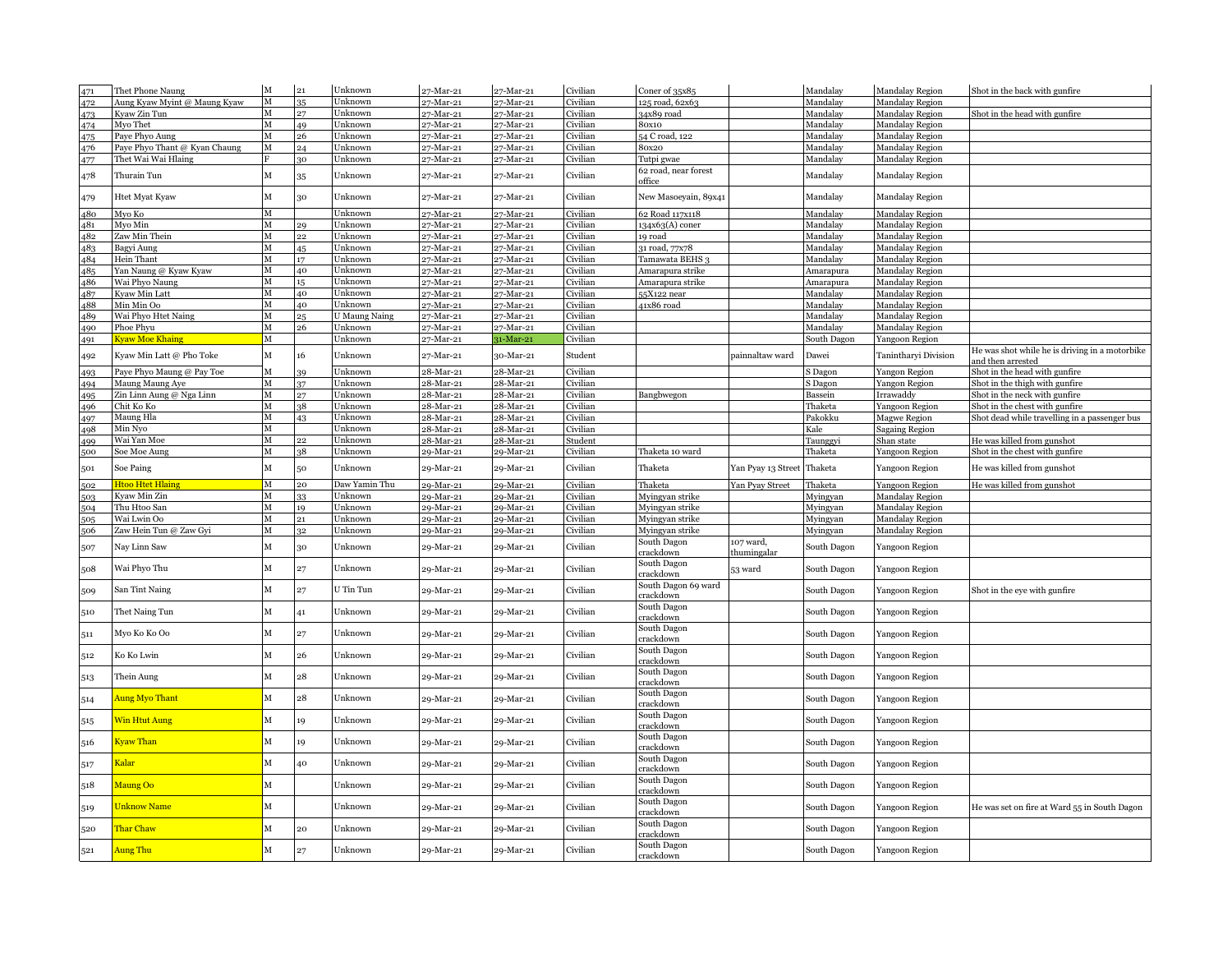| | | | | | | | | | | | | |
|---|---|---|---|---|---|---|---|---|---|---|---|---|
| 471 | Thet Phone Naung | M | 21 | Unknown | 27-Mar-21 | 27-Mar-21 | Civilian | Coner of 35x85 | | Mandalay | Mandalay Region | Shot in the back with gunfire |
| 472 | Aung Kyaw Myint @ Maung Kyaw | M | 35 | Unknown | 27-Mar-21 | 27-Mar-21 | Civilian | 125 road, 62x63 | | Mandalay | Mandalay Region | |
| 473 | Kyaw Zin Tun | M | 27 | Unknown | 27-Mar-21 | 27-Mar-21 | Civilian | 34x89 road | | Mandalay | Mandalay Region | Shot in the head with gunfire |
| 474 | Myo Thet | M | 49 | Unknown | 27-Mar-21 | 27-Mar-21 | Civilian | 80x10 | | Mandalay | Mandalay Region | |
| 475 | Paye Phyo Aung | M | 26 | Unknown | 27-Mar-21 | 27-Mar-21 | Civilian | 54 C road, 122 | | Mandalay | Mandalay Region | |
| 476 | Paye Phyo Thant @ Kyan Chaung | M | 24 | Unknown | 27-Mar-21 | 27-Mar-21 | Civilian | 80x20 | | Mandalay | Mandalay Region | |
| 477 | Thet Wai Wai Hlaing | F | 30 | Unknown | 27-Mar-21 | 27-Mar-21 | Civilian | Tutpi gwae | | Mandalay | Mandalay Region | |
| 478 | Thurain Tun | M | 35 | Unknown | 27-Mar-21 | 27-Mar-21 | Civilian | 62 road, near forest office | | Mandalay | Mandalay Region | |
| 479 | Htet Myat Kyaw | M | 30 | Unknown | 27-Mar-21 | 27-Mar-21 | Civilian | New Masoeyain, 89x41 | | Mandalay | Mandalay Region | |
| 480 | Myo Ko | M | | Unknown | 27-Mar-21 | 27-Mar-21 | Civilian | 62 Road 117x118 | | Mandalay | Mandalay Region | |
| 481 | Myo Min | M | 29 | Unknown | 27-Mar-21 | 27-Mar-21 | Civilian | 134x63(A) coner | | Mandalay | Mandalay Region | |
| 482 | Zaw Min Thein | M | 22 | Unknown | 27-Mar-21 | 27-Mar-21 | Civilian | 19 road | | Mandalay | Mandalay Region | |
| 483 | Bagyi Aung | M | 45 | Unknown | 27-Mar-21 | 27-Mar-21 | Civilian | 31 road, 77x78 | | Mandalay | Mandalay Region | |
| 484 | Hein Thant | M | 17 | Unknown | 27-Mar-21 | 27-Mar-21 | Civilian | Tamawata BEHS 3 | | Mandalay | Mandalay Region | |
| 485 | Yan Naung @ Kyaw Kyaw | M | 40 | Unknown | 27-Mar-21 | 27-Mar-21 | Civilian | Amarapura strike | | Amarapura | Mandalay Region | |
| 486 | Wai Phyo Naung | M | 15 | Unknown | 27-Mar-21 | 27-Mar-21 | Civilian | Amarapura strike | | Amarapura | Mandalay Region | |
| 487 | Kyaw Min Latt | M | 40 | Unknown | 27-Mar-21 | 27-Mar-21 | Civilian | 55X122 near | | Mandalay | Mandalay Region | |
| 488 | Min Min Oo | M | 40 | Unknown | 27-Mar-21 | 27-Mar-21 | Civilian | 41x86 road | | Mandalay | Mandalay Region | |
| 489 | Wai Phyo Htet Naing | M | 25 | U Maung Naing | 27-Mar-21 | 27-Mar-21 | Civilian | | | Mandalay | Mandalay Region | |
| 490 | Phoe Phyu | M | 26 | Unknown | 27-Mar-21 | 27-Mar-21 | Civilian | | | Mandalay | Mandalay Region | |
| 491 | Kyaw Moe Khaing | M | | Unknown | 27-Mar-21 | 31-Mar-21 | Civilian | | | South Dagon | Yangoon Region | |
| 492 | Kyaw Min Latt @ Pho Toke | M | 16 | Unknown | 27-Mar-21 | 30-Mar-21 | Student | | painnaltaw ward | Dawei | Tanintharyi Division | He was shot while he is driving in a motorbike and then arrested |
| 493 | Paye Phyo Maung @ Pay Toe | M | 39 | Unknown | 28-Mar-21 | 28-Mar-21 | Civilian | | | S Dagon | Yangon Region | Shot in the head with gunfire |
| 494 | Maung Maung Aye | M | 37 | Unknown | 28-Mar-21 | 28-Mar-21 | Civilian | | | S Dagon | Yangon Region | Shot in the thigh with gunfire |
| 495 | Zin Linn Aung @ Nga Linn | M | 27 | Unknown | 28-Mar-21 | 28-Mar-21 | Civilian | Bangbwegon | | Bassein | Irrawaddy | Shot in the neck with gunfire |
| 496 | Chit Ko Ko | M | 38 | Unknown | 28-Mar-21 | 28-Mar-21 | Civilian | | | Thaketa | Yangoon Region | Shot in the chest with gunfire |
| 497 | Maung Hla | M | 43 | Unknown | 28-Mar-21 | 28-Mar-21 | Civilian | | | Pakokku | Magwe Region | Shot dead while travelling in a passenger bus |
| 498 | Min Nyo | M | | Unknown | 28-Mar-21 | 28-Mar-21 | Civilian | | | Kale | Sagaing Region | |
| 499 | Wai Yan Moe | M | 22 | Unknown | 28-Mar-21 | 28-Mar-21 | Student | | | Taunggyi | Shan state | He was killed from gunshot |
| 500 | Soe Moe Aung | M | 38 | Unknown | 29-Mar-21 | 29-Mar-21 | Civilian | Thaketa 10 ward | | Thaketa | Yangoon Region | Shot in the chest with gunfire |
| 501 | Soe Paing | M | 50 | Unknown | 29-Mar-21 | 29-Mar-21 | Civilian | Thaketa | Yan Pyay 13 Street | Thaketa | Yangoon Region | He was killed from gunshot |
| 502 | Htoo Htet Hlaing | M | 20 | Daw Yamin Thu | 29-Mar-21 | 29-Mar-21 | Civilian | Thaketa | Yan Pyay Street | Thaketa | Yangoon Region | He was killed from gunshot |
| 503 | Kyaw Min Zin | M | 33 | Unknown | 29-Mar-21 | 29-Mar-21 | Civilian | Myingyan strike | | Myingyan | Mandalay Region | |
| 504 | Thu Htoo San | M | 19 | Unknown | 29-Mar-21 | 29-Mar-21 | Civilian | Myingyan strike | | Myingyan | Mandalay Region | |
| 505 | Wai Lwin Oo | M | 21 | Unknown | 29-Mar-21 | 29-Mar-21 | Civilian | Myingyan strike | | Myingyan | Mandalay Region | |
| 506 | Zaw Hein Tun @ Zaw Gyi | M | 32 | Unknown | 29-Mar-21 | 29-Mar-21 | Civilian | Myingyan strike | | Myingyan | Mandalay Region | |
| 507 | Nay Linn Saw | M | 30 | Unknown | 29-Mar-21 | 29-Mar-21 | Civilian | South Dagon crackdown | 107 ward, thumingalar | South Dagon | Yangoon Region | |
| 508 | Wai Phyo Thu | M | 27 | Unknown | 29-Mar-21 | 29-Mar-21 | Civilian | South Dagon crackdown | 53 ward | South Dagon | Yangoon Region | |
| 509 | San Tint Naing | M | 27 | U Tin Tun | 29-Mar-21 | 29-Mar-21 | Civilian | South Dagon 69 ward crackdown | | South Dagon | Yangoon Region | Shot in the eye with gunfire |
| 510 | Thet Naing Tun | M | 41 | Unknown | 29-Mar-21 | 29-Mar-21 | Civilian | South Dagon crackdown | | South Dagon | Yangoon Region | |
| 511 | Myo Ko Ko Oo | M | 27 | Unknown | 29-Mar-21 | 29-Mar-21 | Civilian | South Dagon crackdown | | South Dagon | Yangoon Region | |
| 512 | Ko Ko Lwin | M | 26 | Unknown | 29-Mar-21 | 29-Mar-21 | Civilian | South Dagon crackdown | | South Dagon | Yangoon Region | |
| 513 | Thein Aung | M | 28 | Unknown | 29-Mar-21 | 29-Mar-21 | Civilian | South Dagon crackdown | | South Dagon | Yangoon Region | |
| 514 | Aung Myo Thant | M | 28 | Unknown | 29-Mar-21 | 29-Mar-21 | Civilian | South Dagon crackdown | | South Dagon | Yangoon Region | |
| 515 | Win Htut Aung | M | 19 | Unknown | 29-Mar-21 | 29-Mar-21 | Civilian | South Dagon crackdown | | South Dagon | Yangoon Region | |
| 516 | Kyaw Than | M | 19 | Unknown | 29-Mar-21 | 29-Mar-21 | Civilian | South Dagon crackdown | | South Dagon | Yangoon Region | |
| 517 | Kalar | M | 40 | Unknown | 29-Mar-21 | 29-Mar-21 | Civilian | South Dagon crackdown | | South Dagon | Yangoon Region | |
| 518 | Maung Oo | M | | Unknown | 29-Mar-21 | 29-Mar-21 | Civilian | South Dagon crackdown | | South Dagon | Yangoon Region | |
| 519 | Unknow Name | M | | Unknown | 29-Mar-21 | 29-Mar-21 | Civilian | South Dagon crackdown | | South Dagon | Yangoon Region | He was set on fire at Ward 55 in South Dagon |
| 520 | Thar Chaw | M | 20 | Unknown | 29-Mar-21 | 29-Mar-21 | Civilian | South Dagon crackdown | | South Dagon | Yangoon Region | |
| 521 | Aung Thu | M | 27 | Unknown | 29-Mar-21 | 29-Mar-21 | Civilian | South Dagon crackdown | | South Dagon | Yangoon Region | |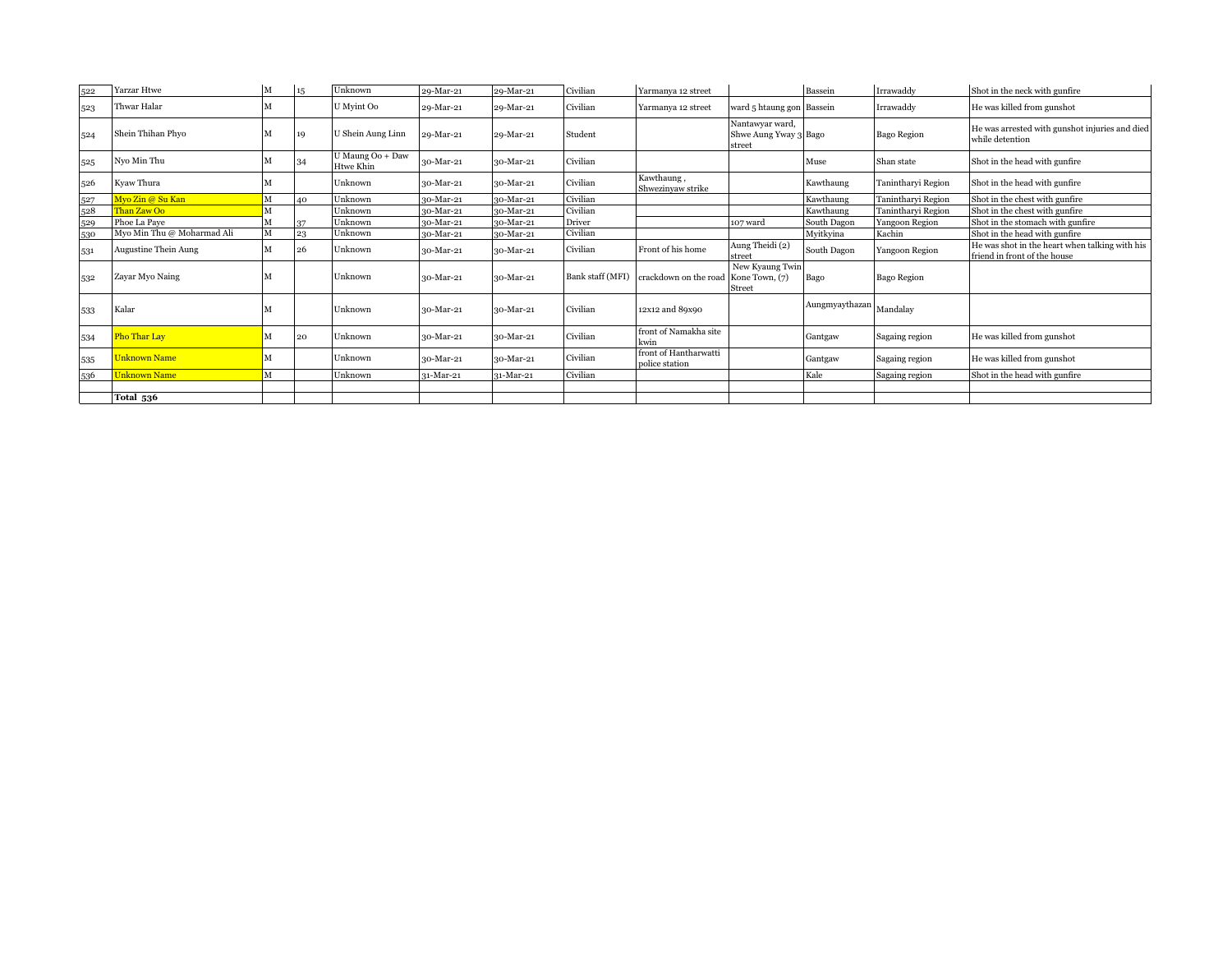| | | | | | | | | | | | | |
|---|---|---|---|---|---|---|---|---|---|---|---|---|
| 522 | Yarzar Htwe | M | 15 | Unknown | 29-Mar-21 | 29-Mar-21 | Civilian | Yarmanya 12 street | | Bassein | Irrawaddy | Shot in the neck with gunfire |
| 523 | Thwar Halar | M | | U Myint Oo | 29-Mar-21 | 29-Mar-21 | Civilian | Yarmanya 12 street | ward 5 htaung gon | Bassein | Irrawaddy | He was killed from gunshot |
| 524 | Shein Thihan Phyo | M | 19 | U Shein Aung Linn | 29-Mar-21 | 29-Mar-21 | Student | | Nantawyar ward, Shwe Aung Yway 3 street | Bago | Bago Region | He was arrested with gunshot injuries and died while detention |
| 525 | Nyo Min Thu | M | 34 | U Maung Oo + Daw Htwe Khin | 30-Mar-21 | 30-Mar-21 | Civilian | | | Muse | Shan state | Shot in the head with gunfire |
| 526 | Kyaw Thura | M | | Unknown | 30-Mar-21 | 30-Mar-21 | Civilian | Kawthaung , Shwezinyaw strike | | Kawthaung | Tanintharyi Region | Shot in the head with gunfire |
| 527 | Myo Zin @ Su Kan | M | 40 | Unknown | 30-Mar-21 | 30-Mar-21 | Civilian | | | Kawthaung | Tanintharyi Region | Shot in the chest with gunfire |
| 528 | Than Zaw Oo | M | | Unknown | 30-Mar-21 | 30-Mar-21 | Civilian | | | Kawthaung | Tanintharyi Region | Shot in the chest with gunfire |
| 529 | Phoe La Paye | M | 37 | Unknown | 30-Mar-21 | 30-Mar-21 | Driver | | 107 ward | South Dagon | Yangoon Region | Shot in the stomach with gunfire |
| 530 | Myo Min Thu @ Moharmad Ali | M | 23 | Unknown | 30-Mar-21 | 30-Mar-21 | Civilian | | | Myitkyina | Kachin | Shot in the head with gunfire |
| 531 | Augustine Thein Aung | M | 26 | Unknown | 30-Mar-21 | 30-Mar-21 | Civilian | Front of his home | Aung Theidi (2) street | South Dagon | Yangoon Region | He was shot in the heart when talking with his friend in front of the house |
| 532 | Zayar Myo Naing | M | | Unknown | 30-Mar-21 | 30-Mar-21 | Bank staff (MFI) | crackdown on the road | New Kyaung Twin Kone Town, (7) Street | Bago | Bago Region | |
| 533 | Kalar | M | | Unknown | 30-Mar-21 | 30-Mar-21 | Civilian | 12x12 and 89x90 | | Aungmyaythazan | Mandalay | |
| 534 | Pho Thar Lay | M | 20 | Unknown | 30-Mar-21 | 30-Mar-21 | Civilian | front of Namakha site kwin | | Gantgaw | Sagaing region | He was killed from gunshot |
| 535 | Unknown Name | M | | Unknown | 30-Mar-21 | 30-Mar-21 | Civilian | front of Hantharwatti police station | | Gantgaw | Sagaing region | He was killed from gunshot |
| 536 | Unknown Name | M | | Unknown | 31-Mar-21 | 31-Mar-21 | Civilian | | | Kale | Sagaing region | Shot in the head with gunfire |
| | | | | | | | | | | | | |
| | **Total 536** | | | | | | | | | | | |